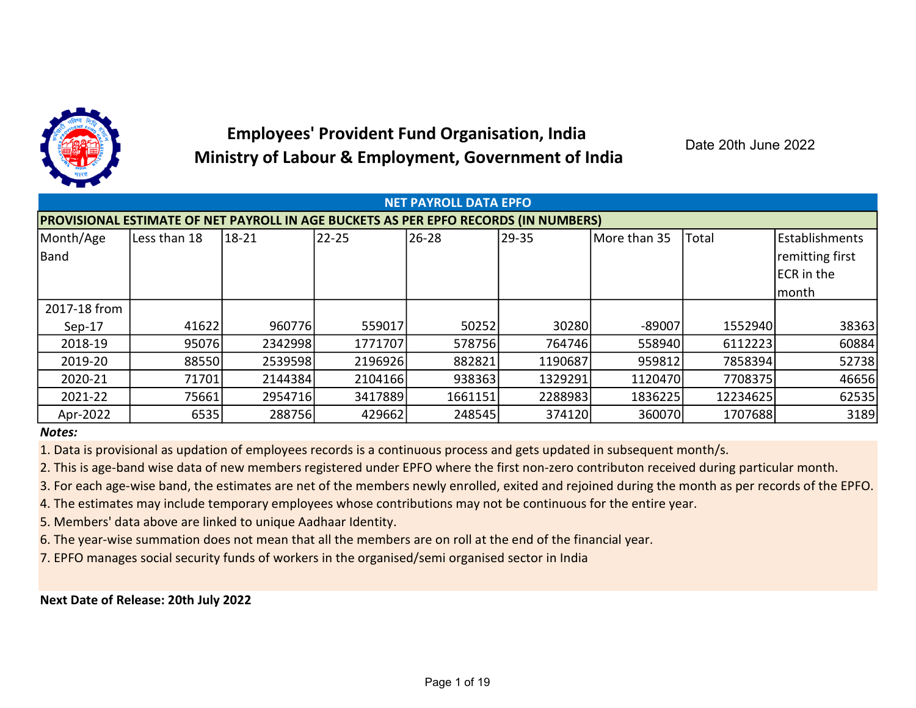# Employees' Provident Fund Organisation, India
# Ministry of Labour & Employment, Government of India

Date 20th June 2022

## NET PAYROLL DATA EPFO

### PROVISIONAL ESTIMATE OF NET PAYROLL IN AGE BUCKETS AS PER EPFO RECORDS (IN NUMBERS)

| Month/Age Band | Less than 18 | 18-21 | 22-25 | 26-28 | 29-35 | More than 35 | Total | Establishments remitting first ECR in the month |
|---|---|---|---|---|---|---|---|---|
| 2017-18 from Sep-17 | 41622 | 960776 | 559017 | 50252 | 30280 | -89007 | 1552940 | 38363 |
| 2018-19 | 95076 | 2342998 | 1771707 | 578756 | 764746 | 558940 | 6112223 | 60884 |
| 2019-20 | 88550 | 2539598 | 2196926 | 882821 | 1190687 | 959812 | 7858394 | 52738 |
| 2020-21 | 71701 | 2144384 | 2104166 | 938363 | 1329291 | 1120470 | 7708375 | 46656 |
| 2021-22 | 75661 | 2954716 | 3417889 | 1661151 | 2288983 | 1836225 | 12234625 | 62535 |
| Apr-2022 | 6535 | 288756 | 429662 | 248545 | 374120 | 360070 | 1707688 | 3189 |

***Notes:***

1. Data is provisional as updation of employees records is a continuous process and gets updated in subsequent month/s.
2. This is age-band wise data of new members registered under EPFO where the first non-zero contributon received during particular month.
3. For each age-wise band, the estimates are net of the members newly enrolled, exited and rejoined during the month as per records of the EPFO.
4. The estimates may include temporary employees whose contributions may not be continuous for the entire year.
5. Members' data above are linked to unique Aadhaar Identity.
6. The year-wise summation does not mean that all the members are on roll at the end of the financial year.
7. EPFO manages social security funds of workers in the organised/semi organised sector in India

**Next Date of Release: 20th July 2022**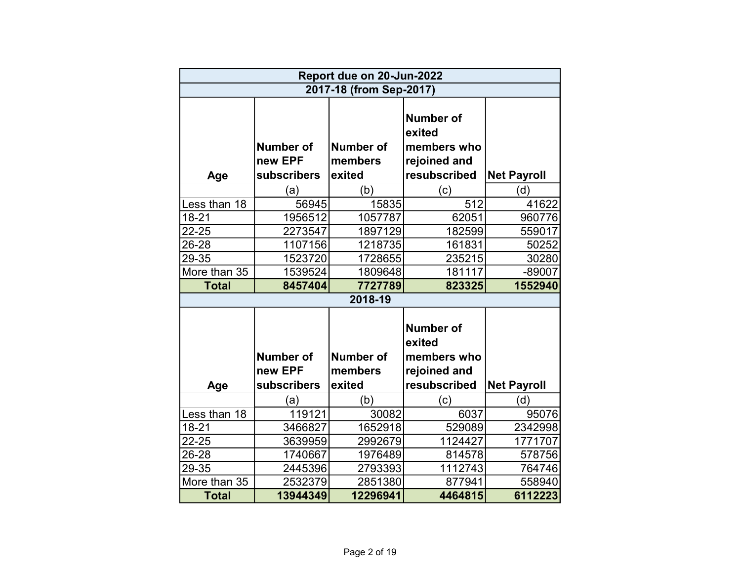| Report due on 20-Jun-2022 | | | | |
|---|---|---|---|---|
| **2017-18 (from Sep-2017)** | | | | |
| **Age** | **Number of new EPF subscribers** | **Number of members exited** | **Number of exited members who rejoined and resubscribed** | **Net Payroll** |
| | (a) | (b) | (c) | (d) |
| Less than 18 | 56945 | 15835 | 512 | 41622 |
| 18-21 | 1956512 | 1057787 | 62051 | 960776 |
| 22-25 | 2273547 | 1897129 | 182599 | 559017 |
| 26-28 | 1107156 | 1218735 | 161831 | 50252 |
| 29-35 | 1523720 | 1728655 | 235215 | 30280 |
| More than 35 | 1539524 | 1809648 | 181117 | -89007 |
| **Total** | **8457404** | **7727789** | **823325** | **1552940** |
| **2018-19** | | | | |
| **Age** | **Number of new EPF subscribers** | **Number of members exited** | **Number of exited members who rejoined and resubscribed** | **Net Payroll** |
| | (a) | (b) | (c) | (d) |
| Less than 18 | 119121 | 30082 | 6037 | 95076 |
| 18-21 | 3466827 | 1652918 | 529089 | 2342998 |
| 22-25 | 3639959 | 2992679 | 1124427 | 1771707 |
| 26-28 | 1740667 | 1976489 | 814578 | 578756 |
| 29-35 | 2445396 | 2793393 | 1112743 | 764746 |
| More than 35 | 2532379 | 2851380 | 877941 | 558940 |
| **Total** | **13944349** | **12296941** | **4464815** | **6112223** |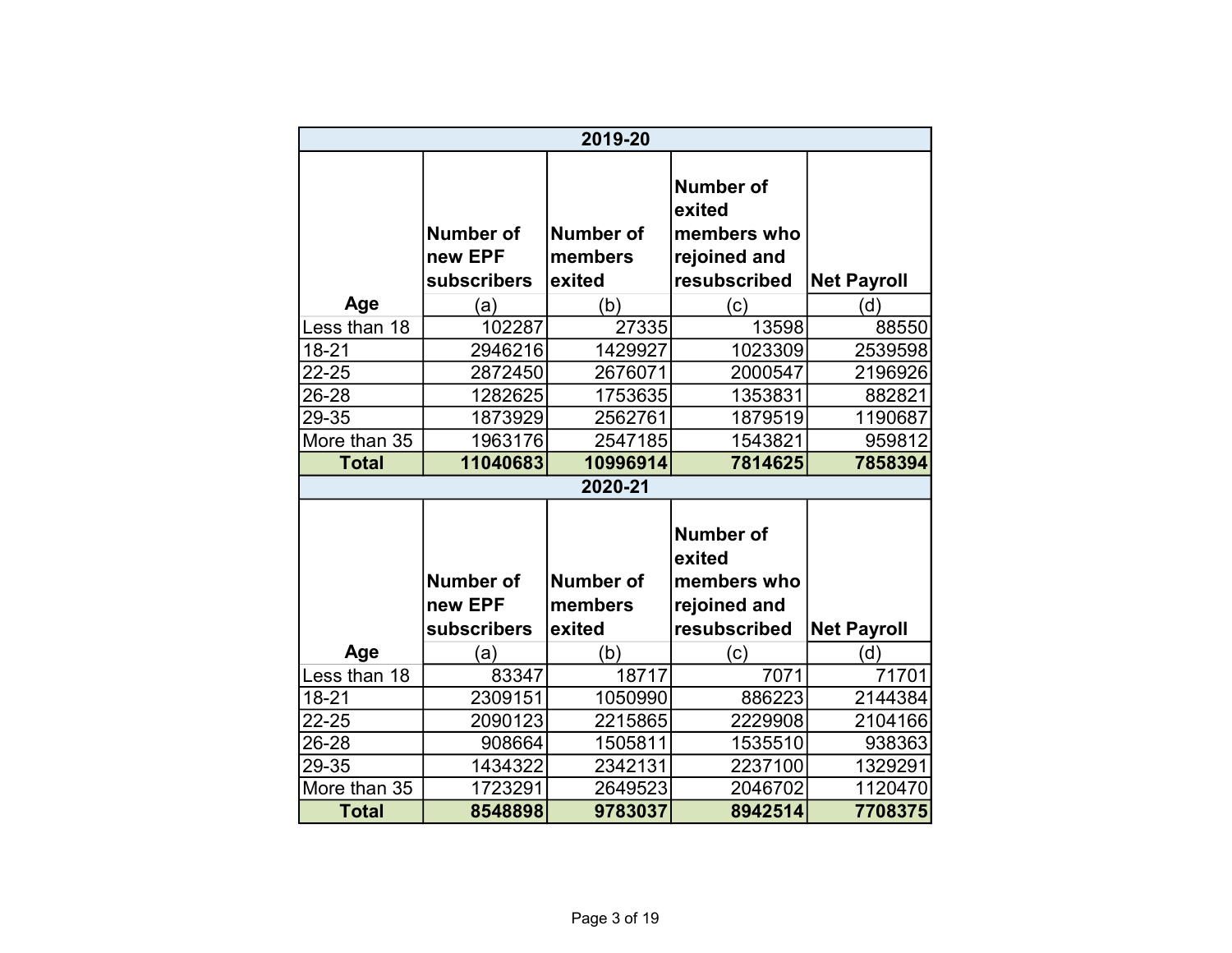| 2019-20 | | | | |
|---|---|---|---|---|
| Age | Number of new EPF subscribers<br>(a) | Number of members exited<br>(b) | Number of exited members who rejoined and resubscribed<br>(c) | Net Payroll<br>(d) |
| Less than 18 | 102287 | 27335 | 13598 | 88550 |
| 18-21 | 2946216 | 1429927 | 1023309 | 2539598 |
| 22-25 | 2872450 | 2676071 | 2000547 | 2196926 |
| 26-28 | 1282625 | 1753635 | 1353831 | 882821 |
| 29-35 | 1873929 | 2562761 | 1879519 | 1190687 |
| More than 35 | 1963176 | 2547185 | 1543821 | 959812 |
| **Total** | **11040683** | **10996914** | **7814625** | **7858394** |

| 2020-21 | | | | |
|---|---|---|---|---|
| Age | Number of new EPF subscribers<br>(a) | Number of members exited<br>(b) | Number of exited members who rejoined and resubscribed<br>(c) | Net Payroll<br>(d) |
| Less than 18 | 83347 | 18717 | 7071 | 71701 |
| 18-21 | 2309151 | 1050990 | 886223 | 2144384 |
| 22-25 | 2090123 | 2215865 | 2229908 | 2104166 |
| 26-28 | 908664 | 1505811 | 1535510 | 938363 |
| 29-35 | 1434322 | 2342131 | 2237100 | 1329291 |
| More than 35 | 1723291 | 2649523 | 2046702 | 1120470 |
| **Total** | **8548898** | **9783037** | **8942514** | **7708375** |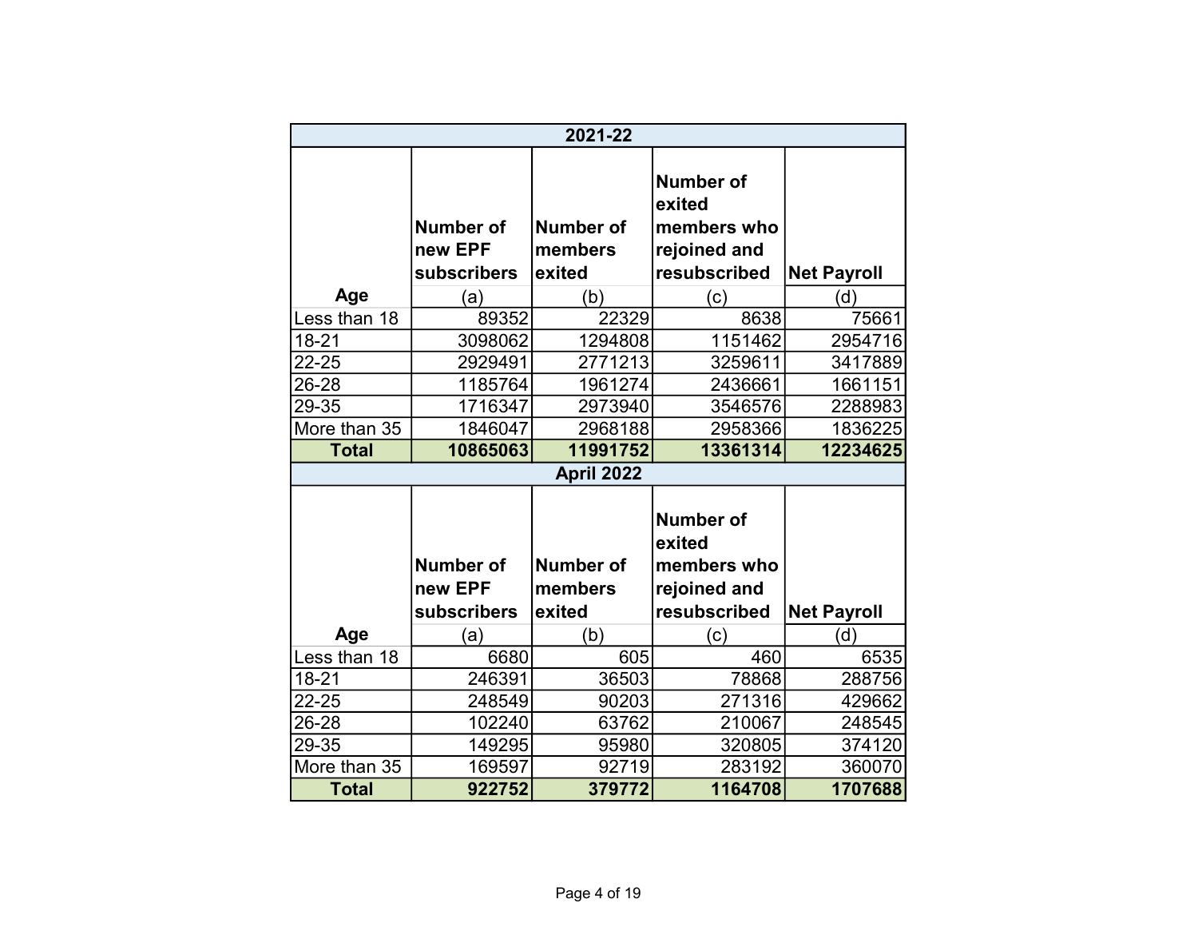| 2021-22 | | | | |
|---|---|---|---|---|
| **Age** | **Number of new EPF subscribers** (a) | **Number of members exited** (b) | **Number of exited members who rejoined and resubscribed** (c) | **Net Payroll** (d) |
| Less than 18 | 89352 | 22329 | 8638 | 75661 |
| 18-21 | 3098062 | 1294808 | 1151462 | 2954716 |
| 22-25 | 2929491 | 2771213 | 3259611 | 3417889 |
| 26-28 | 1185764 | 1961274 | 2436661 | 1661151 |
| 29-35 | 1716347 | 2973940 | 3546576 | 2288983 |
| More than 35 | 1846047 | 2968188 | 2958366 | 1836225 |
| **Total** | **10865063** | **11991752** | **13361314** | **12234625** |

| April 2022 | | | | |
|---|---|---|---|---|
| **Age** | **Number of new EPF subscribers** (a) | **Number of members exited** (b) | **Number of exited members who rejoined and resubscribed** (c) | **Net Payroll** (d) |
| Less than 18 | 6680 | 605 | 460 | 6535 |
| 18-21 | 246391 | 36503 | 78868 | 288756 |
| 22-25 | 248549 | 90203 | 271316 | 429662 |
| 26-28 | 102240 | 63762 | 210067 | 248545 |
| 29-35 | 149295 | 95980 | 320805 | 374120 |
| More than 35 | 169597 | 92719 | 283192 | 360070 |
| **Total** | **922752** | **379772** | **1164708** | **1707688** |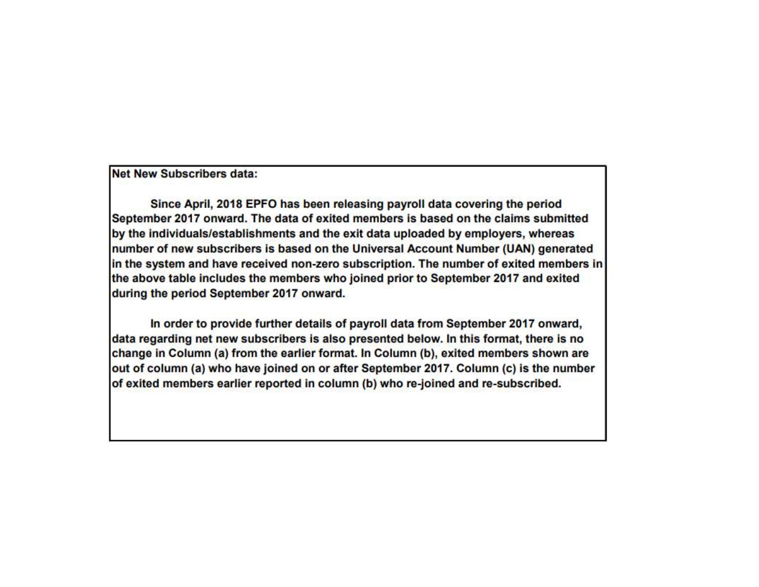**Net New Subscribers data:**

**Since April, 2018 EPFO has been releasing payroll data covering the period September 2017 onward. The data of exited members is based on the claims submitted by the individuals/establishments and the exit data uploaded by employers, whereas number of new subscribers is based on the Universal Account Number (UAN) generated in the system and have received non-zero subscription. The number of exited members in the above table includes the members who joined prior to September 2017 and exited during the period September 2017 onward.**

**In order to provide further details of payroll data from September 2017 onward, data regarding net new subscribers is also presented below. In this format, there is no change in Column (a) from the earlier format. In Column (b), exited members shown are out of column (a) who have joined on or after September 2017. Column (c) is the number of exited members earlier reported in column (b) who re-joined and re-subscribed.**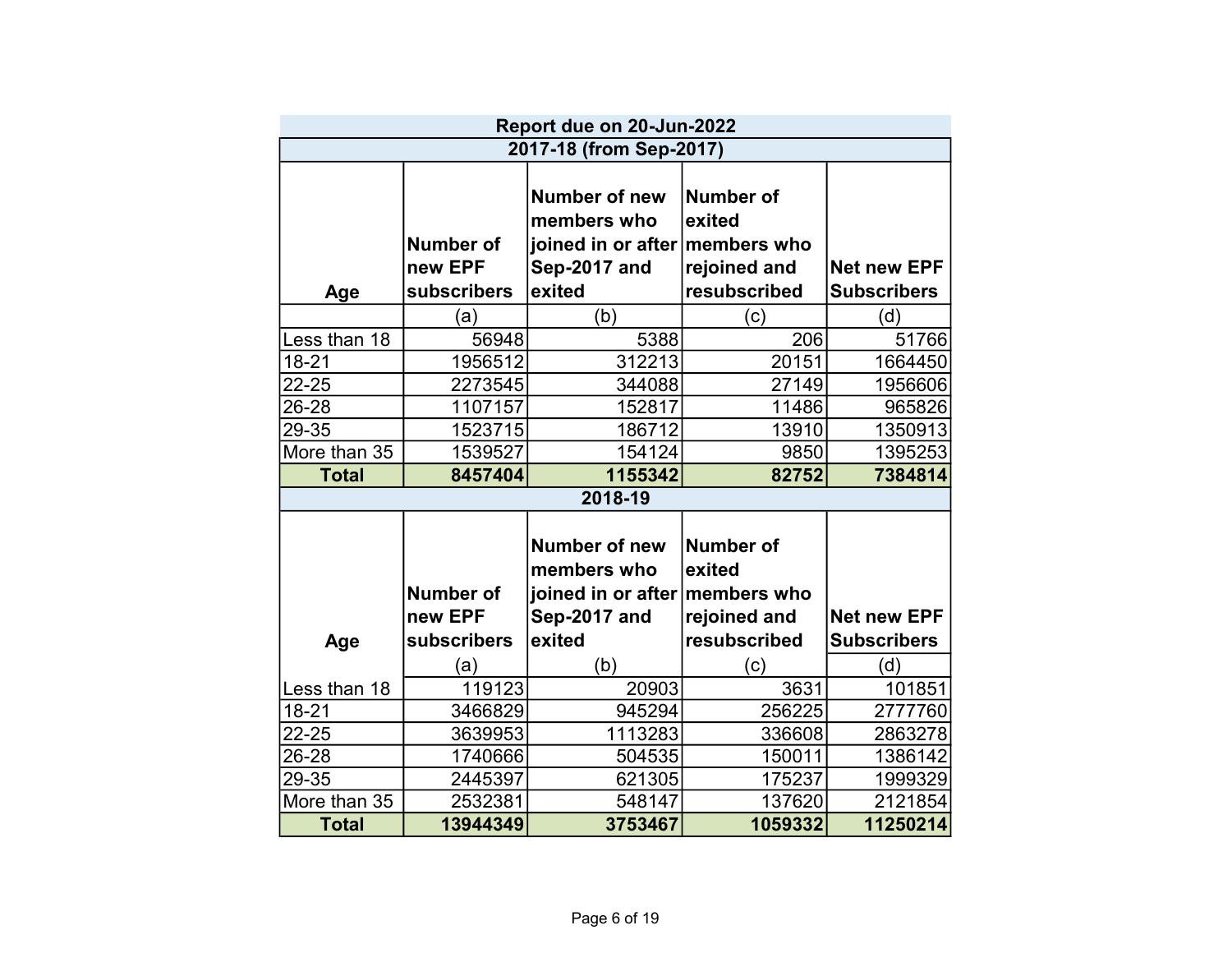**Report due on 20-Jun-2022**

**2017-18 (from Sep-2017)**

| Age | Number of new EPF subscribers | Number of new members who joined in or after Sep-2017 and exited | Number of exited members who rejoined and resubscribed | Net new EPF Subscribers |
|---|---|---|---|---|
| | (a) | (b) | (c) | (d) |
| Less than 18 | 56948 | 5388 | 206 | 51766 |
| 18-21 | 1956512 | 312213 | 20151 | 1664450 |
| 22-25 | 2273545 | 344088 | 27149 | 1956606 |
| 26-28 | 1107157 | 152817 | 11486 | 965826 |
| 29-35 | 1523715 | 186712 | 13910 | 1350913 |
| More than 35 | 1539527 | 154124 | 9850 | 1395253 |
| **Total** | **8457404** | **1155342** | **82752** | **7384814** |

**2018-19**

| Age | Number of new EPF subscribers | Number of new members who joined in or after Sep-2017 and exited | Number of exited members who rejoined and resubscribed | Net new EPF Subscribers |
|---|---|---|---|---|
| | (a) | (b) | (c) | (d) |
| Less than 18 | 119123 | 20903 | 3631 | 101851 |
| 18-21 | 3466829 | 945294 | 256225 | 2777760 |
| 22-25 | 3639953 | 1113283 | 336608 | 2863278 |
| 26-28 | 1740666 | 504535 | 150011 | 1386142 |
| 29-35 | 2445397 | 621305 | 175237 | 1999329 |
| More than 35 | 2532381 | 548147 | 137620 | 2121854 |
| **Total** | **13944349** | **3753467** | **1059332** | **11250214** |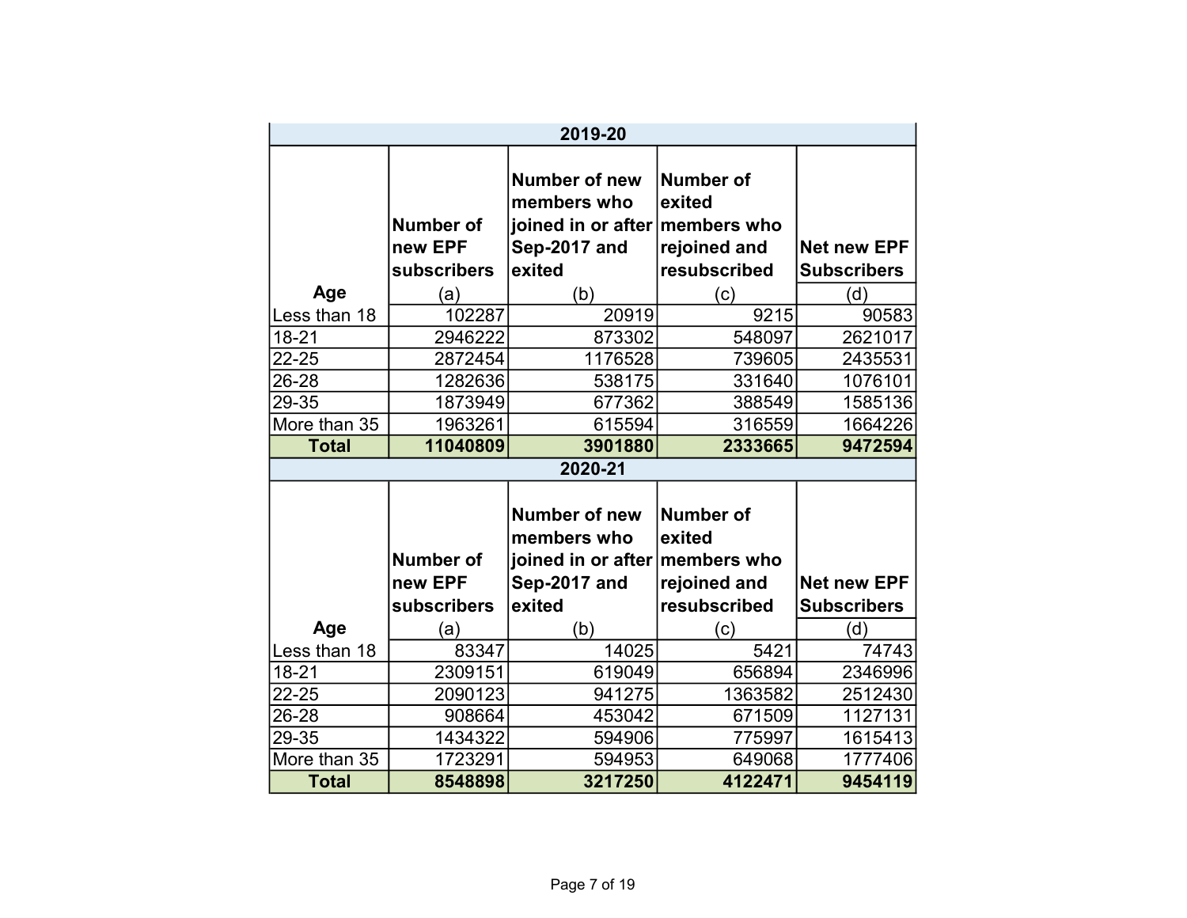| 2019-20 | | | | |
|---|---|---|---|---|
| Age | Number of new EPF subscribers (a) | Number of new members who joined in or after Sep-2017 and exited (b) | Number of exited members who rejoined and resubscribed (c) | Net new EPF Subscribers (d) |
| Less than 18 | 102287 | 20919 | 9215 | 90583 |
| 18-21 | 2946222 | 873302 | 548097 | 2621017 |
| 22-25 | 2872454 | 1176528 | 739605 | 2435531 |
| 26-28 | 1282636 | 538175 | 331640 | 1076101 |
| 29-35 | 1873949 | 677362 | 388549 | 1585136 |
| More than 35 | 1963261 | 615594 | 316559 | 1664226 |
| **Total** | **11040809** | **3901880** | **2333665** | **9472594** |

| 2020-21 | | | | |
|---|---|---|---|---|
| Age | Number of new EPF subscribers (a) | Number of new members who joined in or after Sep-2017 and exited (b) | Number of exited members who rejoined and resubscribed (c) | Net new EPF Subscribers (d) |
| Less than 18 | 83347 | 14025 | 5421 | 74743 |
| 18-21 | 2309151 | 619049 | 656894 | 2346996 |
| 22-25 | 2090123 | 941275 | 1363582 | 2512430 |
| 26-28 | 908664 | 453042 | 671509 | 1127131 |
| 29-35 | 1434322 | 594906 | 775997 | 1615413 |
| More than 35 | 1723291 | 594953 | 649068 | 1777406 |
| **Total** | **8548898** | **3217250** | **4122471** | **9454119** |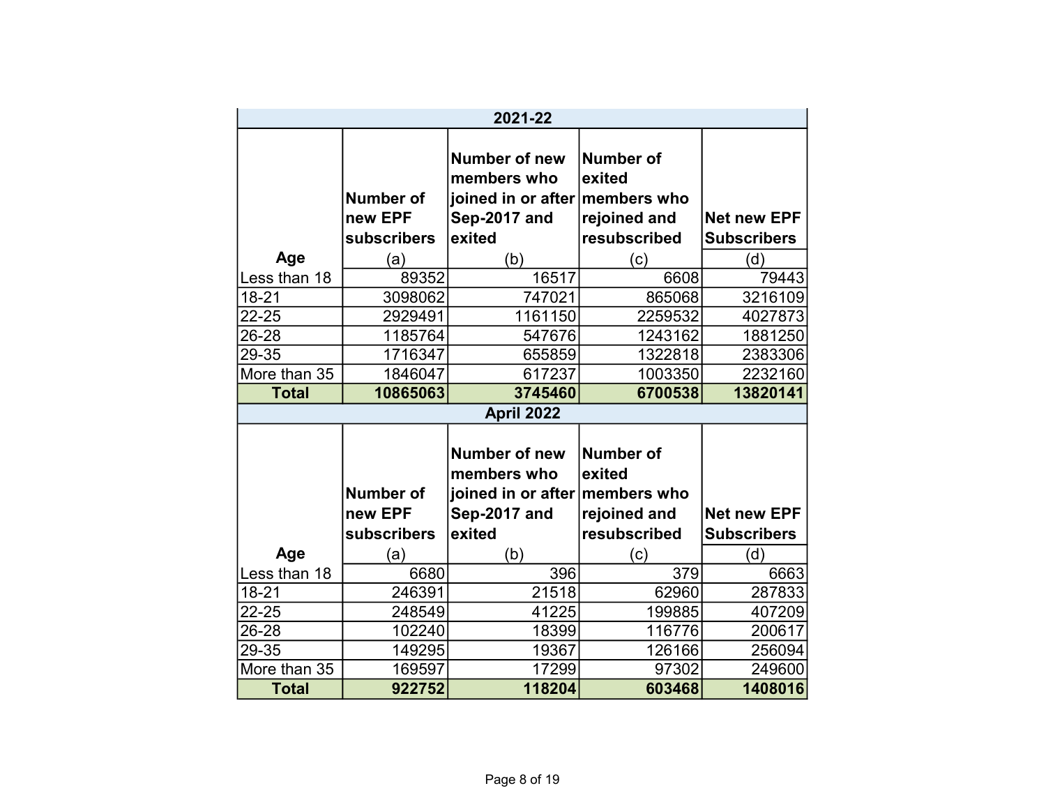| 2021-22 | | | | |
|---|---|---|---|---|
| Age | Number of new EPF subscribers (a) | Number of new members who joined in or after Sep-2017 and exited (b) | Number of exited members who rejoined and resubscribed (c) | Net new EPF Subscribers (d) |
| Less than 18 | 89352 | 16517 | 6608 | 79443 |
| 18-21 | 3098062 | 747021 | 865068 | 3216109 |
| 22-25 | 2929491 | 1161150 | 2259532 | 4027873 |
| 26-28 | 1185764 | 547676 | 1243162 | 1881250 |
| 29-35 | 1716347 | 655859 | 1322818 | 2383306 |
| More than 35 | 1846047 | 617237 | 1003350 | 2232160 |
| **Total** | **10865063** | **3745460** | **6700538** | **13820141** |

| April 2022 | | | | |
|---|---|---|---|---|
| Age | Number of new EPF subscribers (a) | Number of new members who joined in or after Sep-2017 and exited (b) | Number of exited members who rejoined and resubscribed (c) | Net new EPF Subscribers (d) |
| Less than 18 | 6680 | 396 | 379 | 6663 |
| 18-21 | 246391 | 21518 | 62960 | 287833 |
| 22-25 | 248549 | 41225 | 199885 | 407209 |
| 26-28 | 102240 | 18399 | 116776 | 200617 |
| 29-35 | 149295 | 19367 | 126166 | 256094 |
| More than 35 | 169597 | 17299 | 97302 | 249600 |
| **Total** | **922752** | **118204** | **603468** | **1408016** |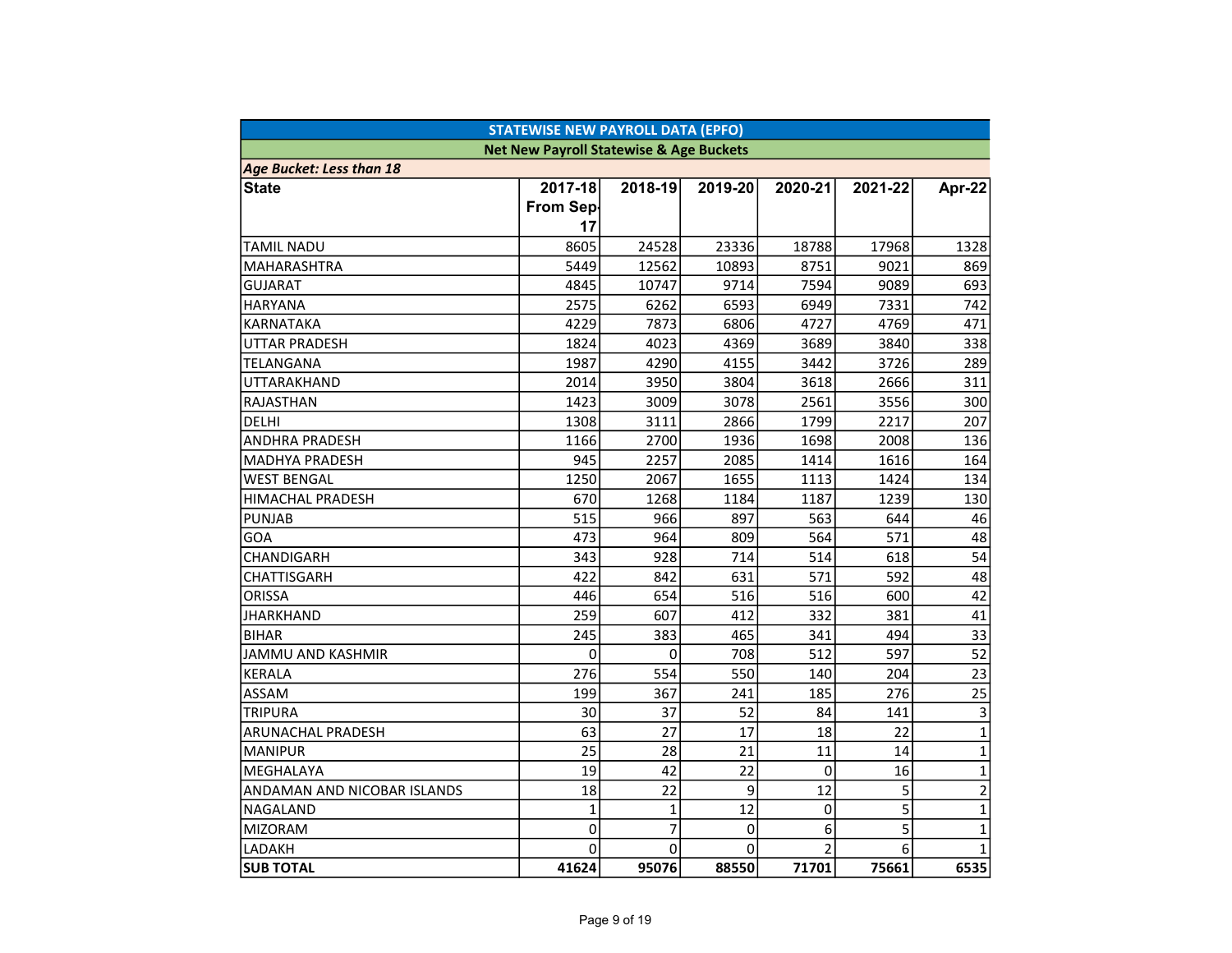## STATEWISE NEW PAYROLL DATA (EPFO)

### Net New Payroll Statewise & Age Buckets

*Age Bucket: Less than 18*

| State | 2017-18 From Sep-17 | 2018-19 | 2019-20 | 2020-21 | 2021-22 | Apr-22 |
|---|---|---|---|---|---|---|
| TAMIL NADU | 8605 | 24528 | 23336 | 18788 | 17968 | 1328 |
| MAHARASHTRA | 5449 | 12562 | 10893 | 8751 | 9021 | 869 |
| GUJARAT | 4845 | 10747 | 9714 | 7594 | 9089 | 693 |
| HARYANA | 2575 | 6262 | 6593 | 6949 | 7331 | 742 |
| KARNATAKA | 4229 | 7873 | 6806 | 4727 | 4769 | 471 |
| UTTAR PRADESH | 1824 | 4023 | 4369 | 3689 | 3840 | 338 |
| TELANGANA | 1987 | 4290 | 4155 | 3442 | 3726 | 289 |
| UTTARAKHAND | 2014 | 3950 | 3804 | 3618 | 2666 | 311 |
| RAJASTHAN | 1423 | 3009 | 3078 | 2561 | 3556 | 300 |
| DELHI | 1308 | 3111 | 2866 | 1799 | 2217 | 207 |
| ANDHRA PRADESH | 1166 | 2700 | 1936 | 1698 | 2008 | 136 |
| MADHYA PRADESH | 945 | 2257 | 2085 | 1414 | 1616 | 164 |
| WEST BENGAL | 1250 | 2067 | 1655 | 1113 | 1424 | 134 |
| HIMACHAL PRADESH | 670 | 1268 | 1184 | 1187 | 1239 | 130 |
| PUNJAB | 515 | 966 | 897 | 563 | 644 | 46 |
| GOA | 473 | 964 | 809 | 564 | 571 | 48 |
| CHANDIGARH | 343 | 928 | 714 | 514 | 618 | 54 |
| CHATTISGARH | 422 | 842 | 631 | 571 | 592 | 48 |
| ORISSA | 446 | 654 | 516 | 516 | 600 | 42 |
| JHARKHAND | 259 | 607 | 412 | 332 | 381 | 41 |
| BIHAR | 245 | 383 | 465 | 341 | 494 | 33 |
| JAMMU AND KASHMIR | 0 | 0 | 708 | 512 | 597 | 52 |
| KERALA | 276 | 554 | 550 | 140 | 204 | 23 |
| ASSAM | 199 | 367 | 241 | 185 | 276 | 25 |
| TRIPURA | 30 | 37 | 52 | 84 | 141 | 3 |
| ARUNACHAL PRADESH | 63 | 27 | 17 | 18 | 22 | 1 |
| MANIPUR | 25 | 28 | 21 | 11 | 14 | 1 |
| MEGHALAYA | 19 | 42 | 22 | 0 | 16 | 1 |
| ANDAMAN AND NICOBAR ISLANDS | 18 | 22 | 9 | 12 | 5 | 2 |
| NAGALAND | 1 | 1 | 12 | 0 | 5 | 1 |
| MIZORAM | 0 | 7 | 0 | 6 | 5 | 1 |
| LADAKH | 0 | 0 | 0 | 2 | 6 | 1 |
| **SUB TOTAL** | **41624** | **95076** | **88550** | **71701** | **75661** | **6535** |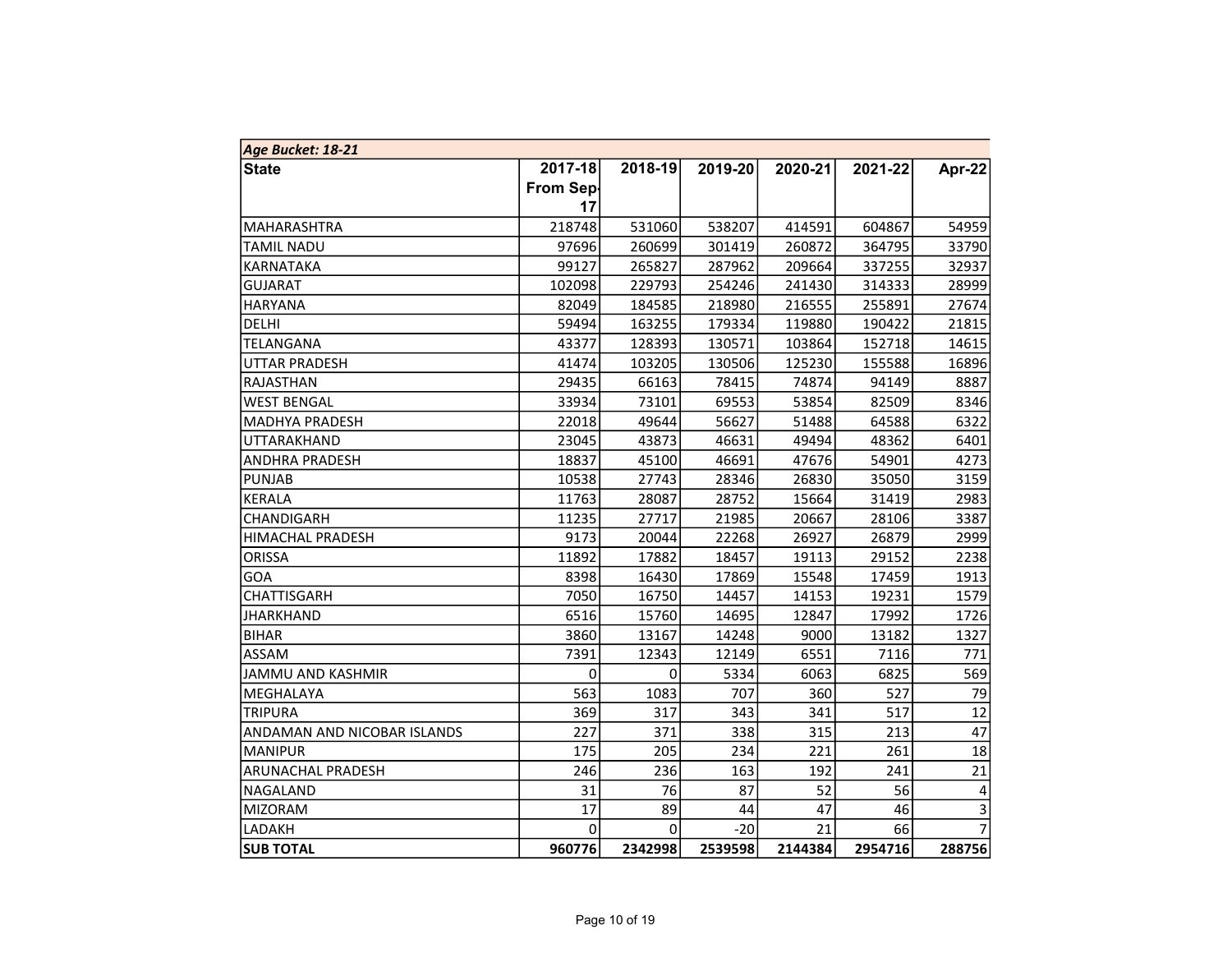| *Age Bucket: 18-21* | | | | | | |
|---|---|---|---|---|---|---|
| **State** | **2017-18 From Sep-17** | **2018-19** | **2019-20** | **2020-21** | **2021-22** | **Apr-22** |
| MAHARASHTRA | 218748 | 531060 | 538207 | 414591 | 604867 | 54959 |
| TAMIL NADU | 97696 | 260699 | 301419 | 260872 | 364795 | 33790 |
| KARNATAKA | 99127 | 265827 | 287962 | 209664 | 337255 | 32937 |
| GUJARAT | 102098 | 229793 | 254246 | 241430 | 314333 | 28999 |
| HARYANA | 82049 | 184585 | 218980 | 216555 | 255891 | 27674 |
| DELHI | 59494 | 163255 | 179334 | 119880 | 190422 | 21815 |
| TELANGANA | 43377 | 128393 | 130571 | 103864 | 152718 | 14615 |
| UTTAR PRADESH | 41474 | 103205 | 130506 | 125230 | 155588 | 16896 |
| RAJASTHAN | 29435 | 66163 | 78415 | 74874 | 94149 | 8887 |
| WEST BENGAL | 33934 | 73101 | 69553 | 53854 | 82509 | 8346 |
| MADHYA PRADESH | 22018 | 49644 | 56627 | 51488 | 64588 | 6322 |
| UTTARAKHAND | 23045 | 43873 | 46631 | 49494 | 48362 | 6401 |
| ANDHRA PRADESH | 18837 | 45100 | 46691 | 47676 | 54901 | 4273 |
| PUNJAB | 10538 | 27743 | 28346 | 26830 | 35050 | 3159 |
| KERALA | 11763 | 28087 | 28752 | 15664 | 31419 | 2983 |
| CHANDIGARH | 11235 | 27717 | 21985 | 20667 | 28106 | 3387 |
| HIMACHAL PRADESH | 9173 | 20044 | 22268 | 26927 | 26879 | 2999 |
| ORISSA | 11892 | 17882 | 18457 | 19113 | 29152 | 2238 |
| GOA | 8398 | 16430 | 17869 | 15548 | 17459 | 1913 |
| CHATTISGARH | 7050 | 16750 | 14457 | 14153 | 19231 | 1579 |
| JHARKHAND | 6516 | 15760 | 14695 | 12847 | 17992 | 1726 |
| BIHAR | 3860 | 13167 | 14248 | 9000 | 13182 | 1327 |
| ASSAM | 7391 | 12343 | 12149 | 6551 | 7116 | 771 |
| JAMMU AND KASHMIR | 0 | 0 | 5334 | 6063 | 6825 | 569 |
| MEGHALAYA | 563 | 1083 | 707 | 360 | 527 | 79 |
| TRIPURA | 369 | 317 | 343 | 341 | 517 | 12 |
| ANDAMAN AND NICOBAR ISLANDS | 227 | 371 | 338 | 315 | 213 | 47 |
| MANIPUR | 175 | 205 | 234 | 221 | 261 | 18 |
| ARUNACHAL PRADESH | 246 | 236 | 163 | 192 | 241 | 21 |
| NAGALAND | 31 | 76 | 87 | 52 | 56 | 4 |
| MIZORAM | 17 | 89 | 44 | 47 | 46 | 3 |
| LADAKH | 0 | 0 | -20 | 21 | 66 | 7 |
| **SUB TOTAL** | **960776** | **2342998** | **2539598** | **2144384** | **2954716** | **288756** |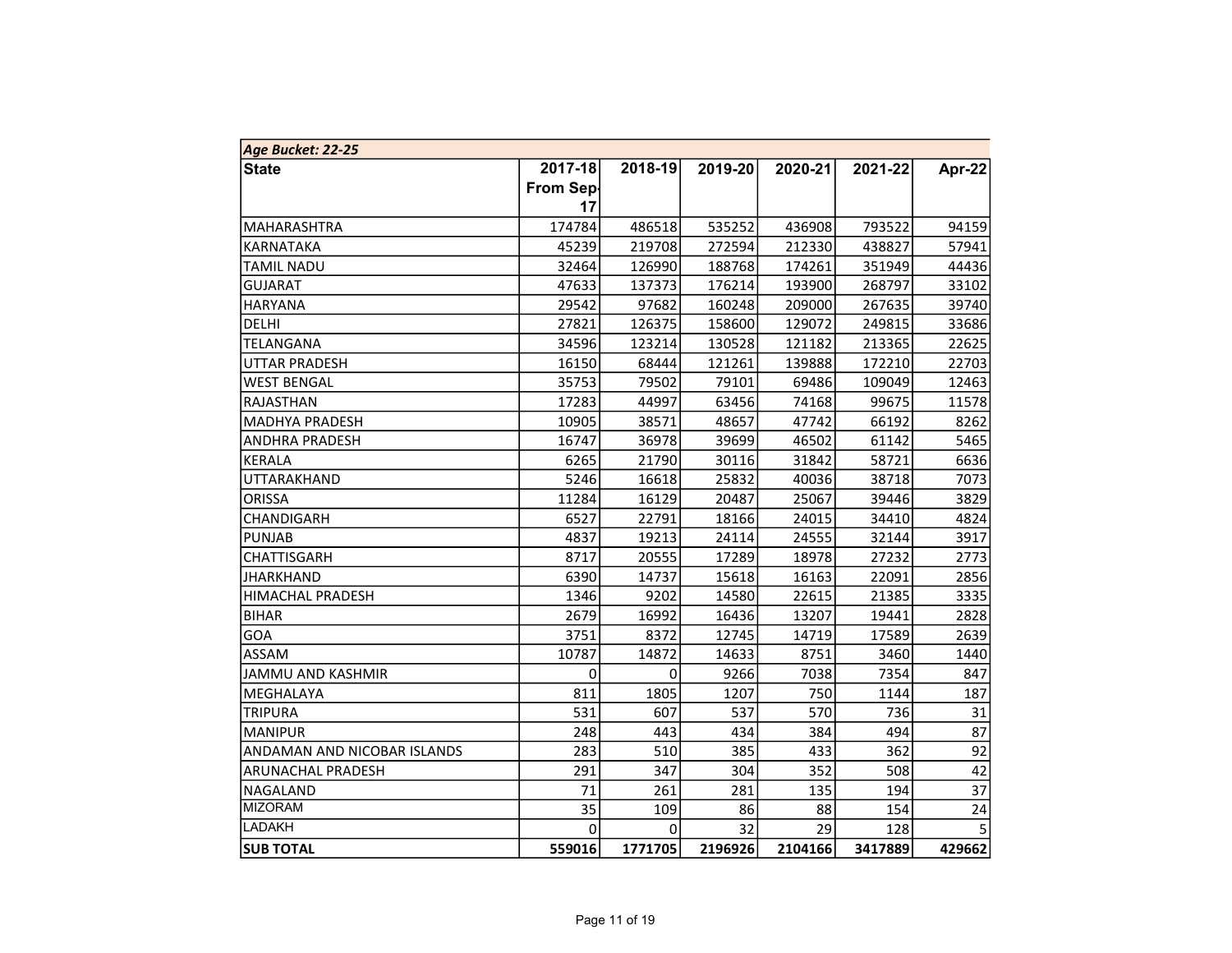*Age Bucket: 22-25*

| State | 2017-18 From Sep-17 | 2018-19 | 2019-20 | 2020-21 | 2021-22 | Apr-22 |
|---|---|---|---|---|---|---|
| MAHARASHTRA | 174784 | 486518 | 535252 | 436908 | 793522 | 94159 |
| KARNATAKA | 45239 | 219708 | 272594 | 212330 | 438827 | 57941 |
| TAMIL NADU | 32464 | 126990 | 188768 | 174261 | 351949 | 44436 |
| GUJARAT | 47633 | 137373 | 176214 | 193900 | 268797 | 33102 |
| HARYANA | 29542 | 97682 | 160248 | 209000 | 267635 | 39740 |
| DELHI | 27821 | 126375 | 158600 | 129072 | 249815 | 33686 |
| TELANGANA | 34596 | 123214 | 130528 | 121182 | 213365 | 22625 |
| UTTAR PRADESH | 16150 | 68444 | 121261 | 139888 | 172210 | 22703 |
| WEST BENGAL | 35753 | 79502 | 79101 | 69486 | 109049 | 12463 |
| RAJASTHAN | 17283 | 44997 | 63456 | 74168 | 99675 | 11578 |
| MADHYA PRADESH | 10905 | 38571 | 48657 | 47742 | 66192 | 8262 |
| ANDHRA PRADESH | 16747 | 36978 | 39699 | 46502 | 61142 | 5465 |
| KERALA | 6265 | 21790 | 30116 | 31842 | 58721 | 6636 |
| UTTARAKHAND | 5246 | 16618 | 25832 | 40036 | 38718 | 7073 |
| ORISSA | 11284 | 16129 | 20487 | 25067 | 39446 | 3829 |
| CHANDIGARH | 6527 | 22791 | 18166 | 24015 | 34410 | 4824 |
| PUNJAB | 4837 | 19213 | 24114 | 24555 | 32144 | 3917 |
| CHATTISGARH | 8717 | 20555 | 17289 | 18978 | 27232 | 2773 |
| JHARKHAND | 6390 | 14737 | 15618 | 16163 | 22091 | 2856 |
| HIMACHAL PRADESH | 1346 | 9202 | 14580 | 22615 | 21385 | 3335 |
| BIHAR | 2679 | 16992 | 16436 | 13207 | 19441 | 2828 |
| GOA | 3751 | 8372 | 12745 | 14719 | 17589 | 2639 |
| ASSAM | 10787 | 14872 | 14633 | 8751 | 3460 | 1440 |
| JAMMU AND KASHMIR | 0 | 0 | 9266 | 7038 | 7354 | 847 |
| MEGHALAYA | 811 | 1805 | 1207 | 750 | 1144 | 187 |
| TRIPURA | 531 | 607 | 537 | 570 | 736 | 31 |
| MANIPUR | 248 | 443 | 434 | 384 | 494 | 87 |
| ANDAMAN AND NICOBAR ISLANDS | 283 | 510 | 385 | 433 | 362 | 92 |
| ARUNACHAL PRADESH | 291 | 347 | 304 | 352 | 508 | 42 |
| NAGALAND | 71 | 261 | 281 | 135 | 194 | 37 |
| MIZORAM | 35 | 109 | 86 | 88 | 154 | 24 |
| LADAKH | 0 | 0 | 32 | 29 | 128 | 5 |
| **SUB TOTAL** | **559016** | **1771705** | **2196926** | **2104166** | **3417889** | **429662** |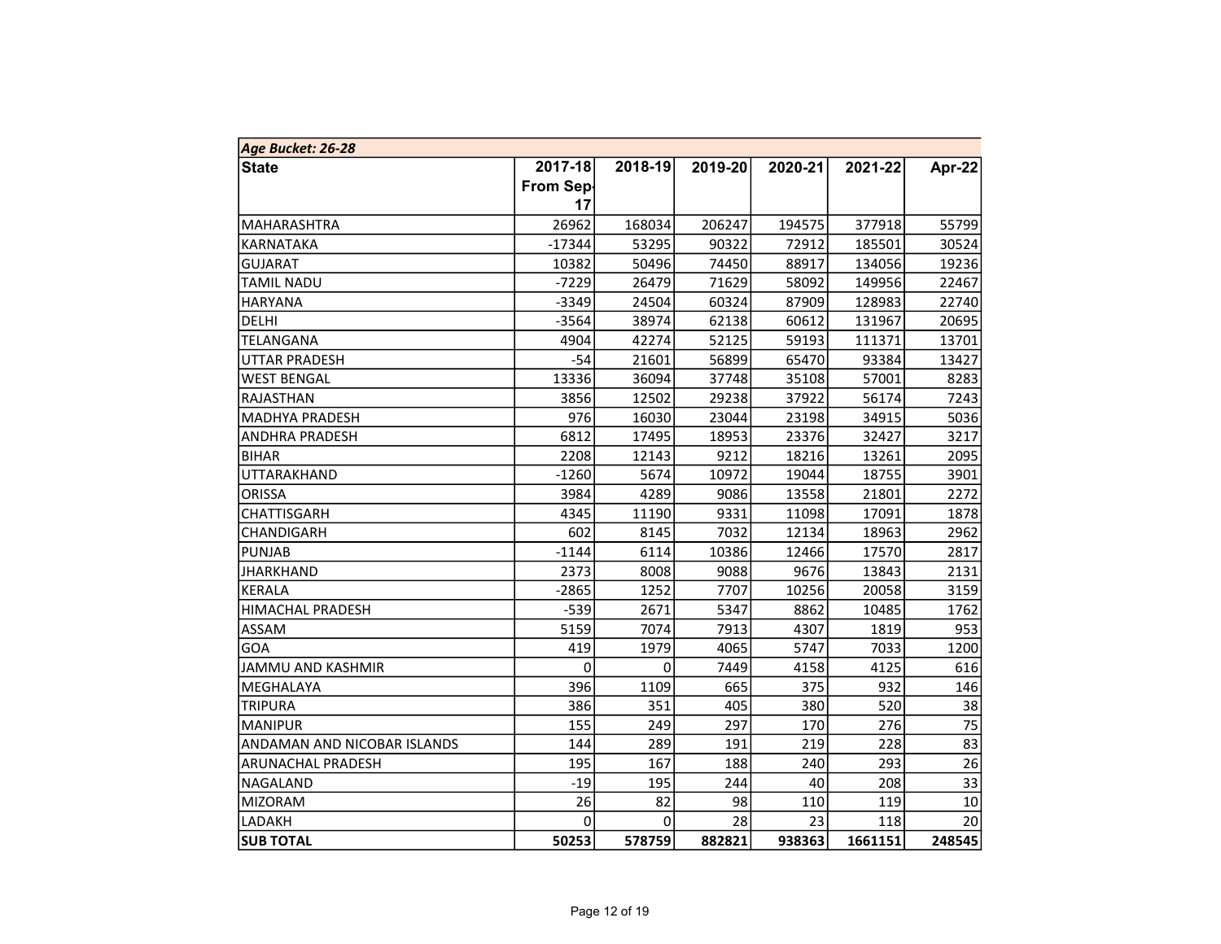| *Age Bucket: 26-28* | | | | | | |
|---|---|---|---|---|---|---|
| **State** | **2017-18 From Sep-17** | **2018-19** | **2019-20** | **2020-21** | **2021-22** | **Apr-22** |
| MAHARASHTRA | 26962 | 168034 | 206247 | 194575 | 377918 | 55799 |
| KARNATAKA | -17344 | 53295 | 90322 | 72912 | 185501 | 30524 |
| GUJARAT | 10382 | 50496 | 74450 | 88917 | 134056 | 19236 |
| TAMIL NADU | -7229 | 26479 | 71629 | 58092 | 149956 | 22467 |
| HARYANA | -3349 | 24504 | 60324 | 87909 | 128983 | 22740 |
| DELHI | -3564 | 38974 | 62138 | 60612 | 131967 | 20695 |
| TELANGANA | 4904 | 42274 | 52125 | 59193 | 111371 | 13701 |
| UTTAR PRADESH | -54 | 21601 | 56899 | 65470 | 93384 | 13427 |
| WEST BENGAL | 13336 | 36094 | 37748 | 35108 | 57001 | 8283 |
| RAJASTHAN | 3856 | 12502 | 29238 | 37922 | 56174 | 7243 |
| MADHYA PRADESH | 976 | 16030 | 23044 | 23198 | 34915 | 5036 |
| ANDHRA PRADESH | 6812 | 17495 | 18953 | 23376 | 32427 | 3217 |
| BIHAR | 2208 | 12143 | 9212 | 18216 | 13261 | 2095 |
| UTTARAKHAND | -1260 | 5674 | 10972 | 19044 | 18755 | 3901 |
| ORISSA | 3984 | 4289 | 9086 | 13558 | 21801 | 2272 |
| CHATTISGARH | 4345 | 11190 | 9331 | 11098 | 17091 | 1878 |
| CHANDIGARH | 602 | 8145 | 7032 | 12134 | 18963 | 2962 |
| PUNJAB | -1144 | 6114 | 10386 | 12466 | 17570 | 2817 |
| JHARKHAND | 2373 | 8008 | 9088 | 9676 | 13843 | 2131 |
| KERALA | -2865 | 1252 | 7707 | 10256 | 20058 | 3159 |
| HIMACHAL PRADESH | -539 | 2671 | 5347 | 8862 | 10485 | 1762 |
| ASSAM | 5159 | 7074 | 7913 | 4307 | 1819 | 953 |
| GOA | 419 | 1979 | 4065 | 5747 | 7033 | 1200 |
| JAMMU AND KASHMIR | 0 | 0 | 7449 | 4158 | 4125 | 616 |
| MEGHALAYA | 396 | 1109 | 665 | 375 | 932 | 146 |
| TRIPURA | 386 | 351 | 405 | 380 | 520 | 38 |
| MANIPUR | 155 | 249 | 297 | 170 | 276 | 75 |
| ANDAMAN AND NICOBAR ISLANDS | 144 | 289 | 191 | 219 | 228 | 83 |
| ARUNACHAL PRADESH | 195 | 167 | 188 | 240 | 293 | 26 |
| NAGALAND | -19 | 195 | 244 | 40 | 208 | 33 |
| MIZORAM | 26 | 82 | 98 | 110 | 119 | 10 |
| LADAKH | 0 | 0 | 28 | 23 | 118 | 20 |
| **SUB TOTAL** | **50253** | **578759** | **882821** | **938363** | **1661151** | **248545** |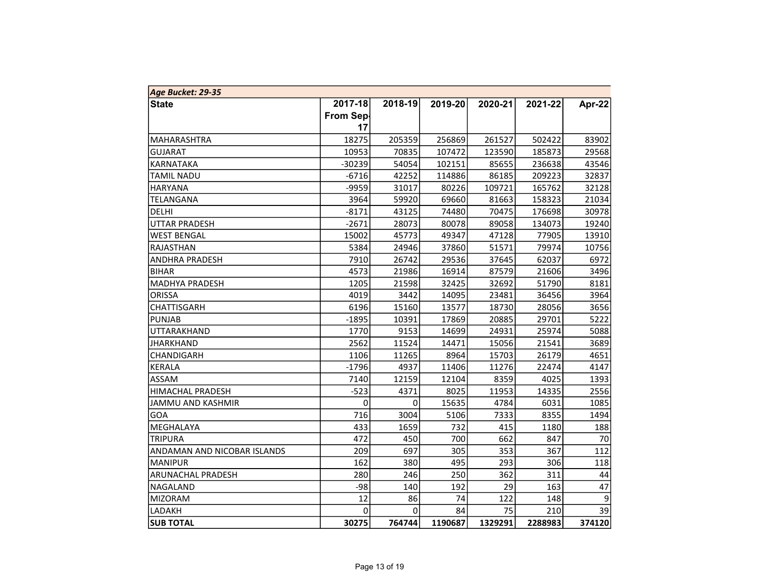*Age Bucket: 29-35*

| State | 2017-18 From Sep-17 | 2018-19 | 2019-20 | 2020-21 | 2021-22 | Apr-22 |
|---|---|---|---|---|---|---|
| MAHARASHTRA | 18275 | 205359 | 256869 | 261527 | 502422 | 83902 |
| GUJARAT | 10953 | 70835 | 107472 | 123590 | 185873 | 29568 |
| KARNATAKA | -30239 | 54054 | 102151 | 85655 | 236638 | 43546 |
| TAMIL NADU | -6716 | 42252 | 114886 | 86185 | 209223 | 32837 |
| HARYANA | -9959 | 31017 | 80226 | 109721 | 165762 | 32128 |
| TELANGANA | 3964 | 59920 | 69660 | 81663 | 158323 | 21034 |
| DELHI | -8171 | 43125 | 74480 | 70475 | 176698 | 30978 |
| UTTAR PRADESH | -2671 | 28073 | 80078 | 89058 | 134073 | 19240 |
| WEST BENGAL | 15002 | 45773 | 49347 | 47128 | 77905 | 13910 |
| RAJASTHAN | 5384 | 24946 | 37860 | 51571 | 79974 | 10756 |
| ANDHRA PRADESH | 7910 | 26742 | 29536 | 37645 | 62037 | 6972 |
| BIHAR | 4573 | 21986 | 16914 | 87579 | 21606 | 3496 |
| MADHYA PRADESH | 1205 | 21598 | 32425 | 32692 | 51790 | 8181 |
| ORISSA | 4019 | 3442 | 14095 | 23481 | 36456 | 3964 |
| CHATTISGARH | 6196 | 15160 | 13577 | 18730 | 28056 | 3656 |
| PUNJAB | -1895 | 10391 | 17869 | 20885 | 29701 | 5222 |
| UTTARAKHAND | 1770 | 9153 | 14699 | 24931 | 25974 | 5088 |
| JHARKHAND | 2562 | 11524 | 14471 | 15056 | 21541 | 3689 |
| CHANDIGARH | 1106 | 11265 | 8964 | 15703 | 26179 | 4651 |
| KERALA | -1796 | 4937 | 11406 | 11276 | 22474 | 4147 |
| ASSAM | 7140 | 12159 | 12104 | 8359 | 4025 | 1393 |
| HIMACHAL PRADESH | -523 | 4371 | 8025 | 11953 | 14335 | 2556 |
| JAMMU AND KASHMIR | 0 | 0 | 15635 | 4784 | 6031 | 1085 |
| GOA | 716 | 3004 | 5106 | 7333 | 8355 | 1494 |
| MEGHALAYA | 433 | 1659 | 732 | 415 | 1180 | 188 |
| TRIPURA | 472 | 450 | 700 | 662 | 847 | 70 |
| ANDAMAN AND NICOBAR ISLANDS | 209 | 697 | 305 | 353 | 367 | 112 |
| MANIPUR | 162 | 380 | 495 | 293 | 306 | 118 |
| ARUNACHAL PRADESH | 280 | 246 | 250 | 362 | 311 | 44 |
| NAGALAND | -98 | 140 | 192 | 29 | 163 | 47 |
| MIZORAM | 12 | 86 | 74 | 122 | 148 | 9 |
| LADAKH | 0 | 0 | 84 | 75 | 210 | 39 |
| **SUB TOTAL** | **30275** | **764744** | **1190687** | **1329291** | **2288983** | **374120** |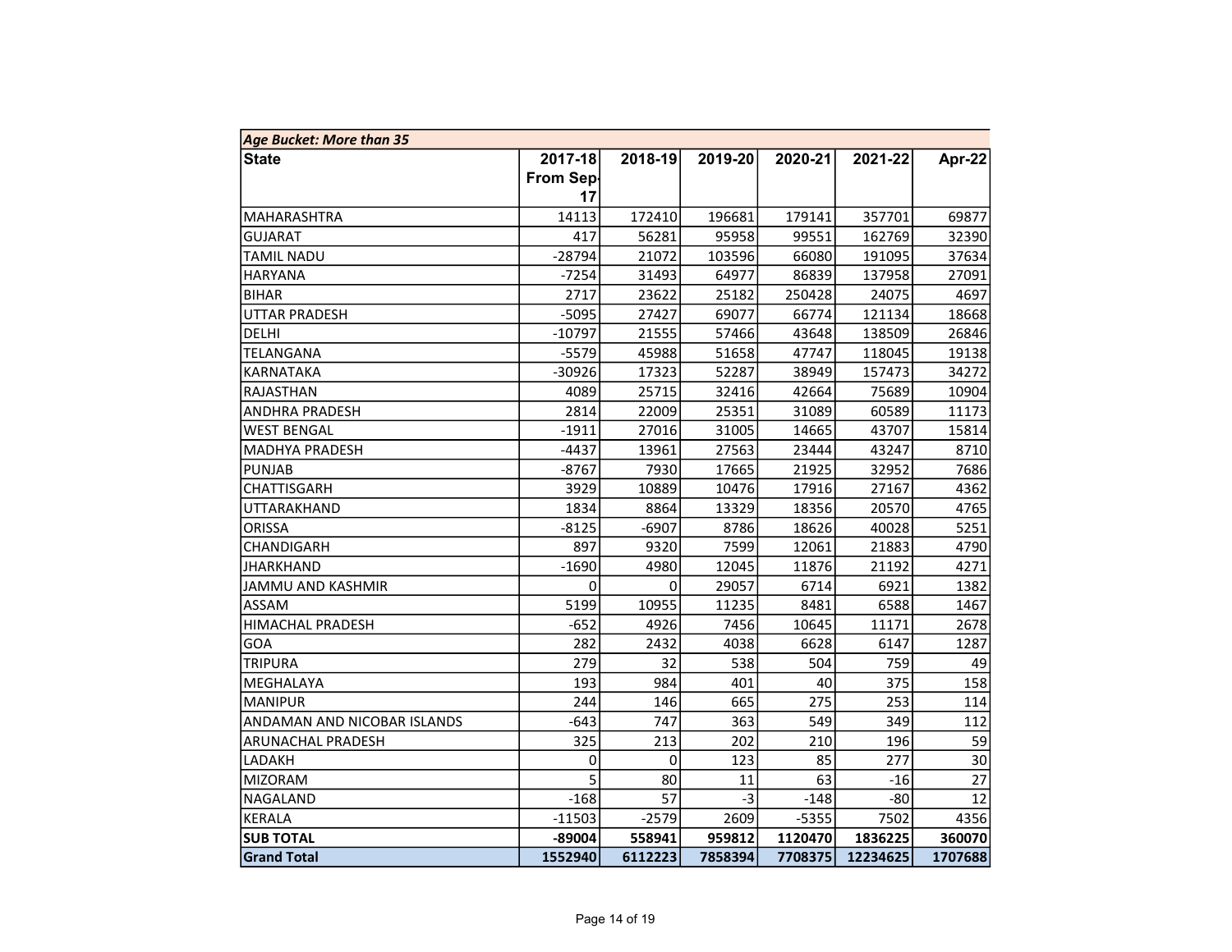| *Age Bucket: More than 35* | | | | | | |
|---|---|---|---|---|---|---|
| **State** | **2017-18 From Sep-17** | **2018-19** | **2019-20** | **2020-21** | **2021-22** | **Apr-22** |
| MAHARASHTRA | 14113 | 172410 | 196681 | 179141 | 357701 | 69877 |
| GUJARAT | 417 | 56281 | 95958 | 99551 | 162769 | 32390 |
| TAMIL NADU | -28794 | 21072 | 103596 | 66080 | 191095 | 37634 |
| HARYANA | -7254 | 31493 | 64977 | 86839 | 137958 | 27091 |
| BIHAR | 2717 | 23622 | 25182 | 250428 | 24075 | 4697 |
| UTTAR PRADESH | -5095 | 27427 | 69077 | 66774 | 121134 | 18668 |
| DELHI | -10797 | 21555 | 57466 | 43648 | 138509 | 26846 |
| TELANGANA | -5579 | 45988 | 51658 | 47747 | 118045 | 19138 |
| KARNATAKA | -30926 | 17323 | 52287 | 38949 | 157473 | 34272 |
| RAJASTHAN | 4089 | 25715 | 32416 | 42664 | 75689 | 10904 |
| ANDHRA PRADESH | 2814 | 22009 | 25351 | 31089 | 60589 | 11173 |
| WEST BENGAL | -1911 | 27016 | 31005 | 14665 | 43707 | 15814 |
| MADHYA PRADESH | -4437 | 13961 | 27563 | 23444 | 43247 | 8710 |
| PUNJAB | -8767 | 7930 | 17665 | 21925 | 32952 | 7686 |
| CHATTISGARH | 3929 | 10889 | 10476 | 17916 | 27167 | 4362 |
| UTTARAKHAND | 1834 | 8864 | 13329 | 18356 | 20570 | 4765 |
| ORISSA | -8125 | -6907 | 8786 | 18626 | 40028 | 5251 |
| CHANDIGARH | 897 | 9320 | 7599 | 12061 | 21883 | 4790 |
| JHARKHAND | -1690 | 4980 | 12045 | 11876 | 21192 | 4271 |
| JAMMU AND KASHMIR | 0 | 0 | 29057 | 6714 | 6921 | 1382 |
| ASSAM | 5199 | 10955 | 11235 | 8481 | 6588 | 1467 |
| HIMACHAL PRADESH | -652 | 4926 | 7456 | 10645 | 11171 | 2678 |
| GOA | 282 | 2432 | 4038 | 6628 | 6147 | 1287 |
| TRIPURA | 279 | 32 | 538 | 504 | 759 | 49 |
| MEGHALAYA | 193 | 984 | 401 | 40 | 375 | 158 |
| MANIPUR | 244 | 146 | 665 | 275 | 253 | 114 |
| ANDAMAN AND NICOBAR ISLANDS | -643 | 747 | 363 | 549 | 349 | 112 |
| ARUNACHAL PRADESH | 325 | 213 | 202 | 210 | 196 | 59 |
| LADAKH | 0 | 0 | 123 | 85 | 277 | 30 |
| MIZORAM | 5 | 80 | 11 | 63 | -16 | 27 |
| NAGALAND | -168 | 57 | -3 | -148 | -80 | 12 |
| KERALA | -11503 | -2579 | 2609 | -5355 | 7502 | 4356 |
| **SUB TOTAL** | **-89004** | **558941** | **959812** | **1120470** | **1836225** | **360070** |
| **Grand Total** | **1552940** | **6112223** | **7858394** | **7708375** | **12234625** | **1707688** |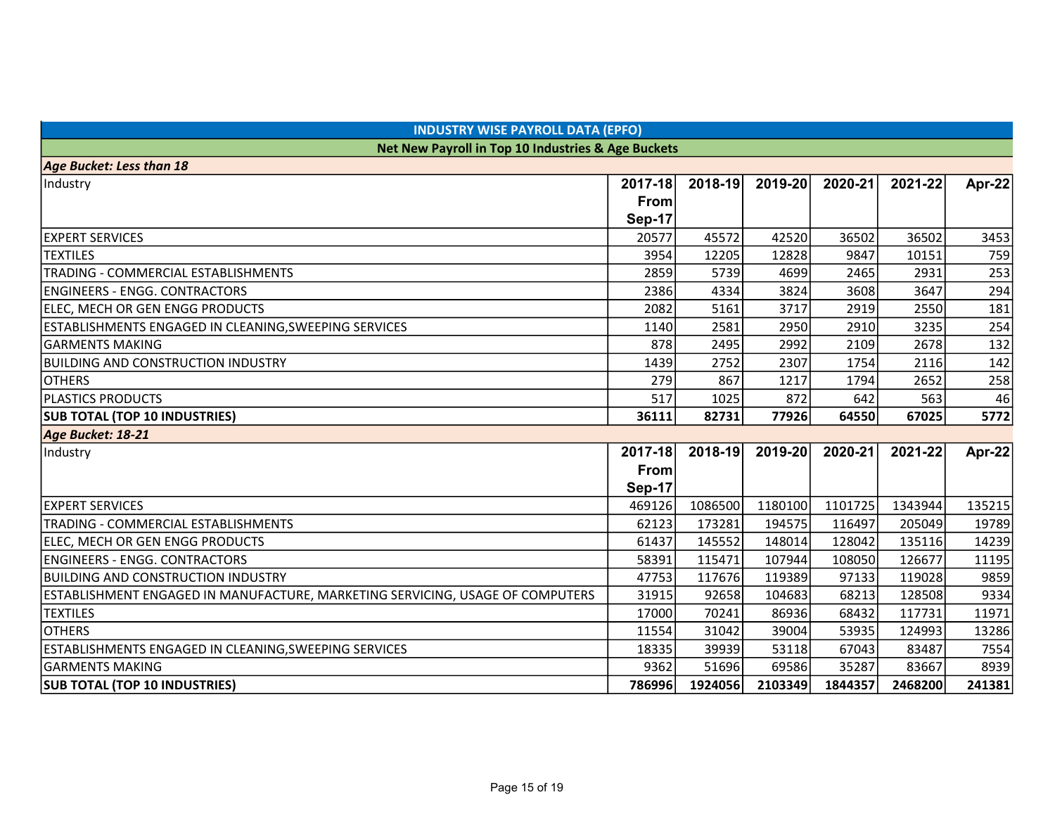## INDUSTRY WISE PAYROLL DATA (EPFO)

### Net New Payroll in Top 10 Industries & Age Buckets

***Age Bucket: Less than 18***

| Industry | 2017-18 From Sep-17 | 2018-19 | 2019-20 | 2020-21 | 2021-22 | Apr-22 |
|---|---|---|---|---|---|---|
| EXPERT SERVICES | 20577 | 45572 | 42520 | 36502 | 36502 | 3453 |
| TEXTILES | 3954 | 12205 | 12828 | 9847 | 10151 | 759 |
| TRADING - COMMERCIAL ESTABLISHMENTS | 2859 | 5739 | 4699 | 2465 | 2931 | 253 |
| ENGINEERS - ENGG. CONTRACTORS | 2386 | 4334 | 3824 | 3608 | 3647 | 294 |
| ELEC, MECH OR GEN ENGG PRODUCTS | 2082 | 5161 | 3717 | 2919 | 2550 | 181 |
| ESTABLISHMENTS ENGAGED IN CLEANING,SWEEPING SERVICES | 1140 | 2581 | 2950 | 2910 | 3235 | 254 |
| GARMENTS MAKING | 878 | 2495 | 2992 | 2109 | 2678 | 132 |
| BUILDING AND CONSTRUCTION INDUSTRY | 1439 | 2752 | 2307 | 1754 | 2116 | 142 |
| OTHERS | 279 | 867 | 1217 | 1794 | 2652 | 258 |
| PLASTICS PRODUCTS | 517 | 1025 | 872 | 642 | 563 | 46 |
| **SUB TOTAL (TOP 10 INDUSTRIES)** | **36111** | **82731** | **77926** | **64550** | **67025** | **5772** |

***Age Bucket: 18-21***

| Industry | 2017-18 From Sep-17 | 2018-19 | 2019-20 | 2020-21 | 2021-22 | Apr-22 |
|---|---|---|---|---|---|---|
| EXPERT SERVICES | 469126 | 1086500 | 1180100 | 1101725 | 1343944 | 135215 |
| TRADING - COMMERCIAL ESTABLISHMENTS | 62123 | 173281 | 194575 | 116497 | 205049 | 19789 |
| ELEC, MECH OR GEN ENGG PRODUCTS | 61437 | 145552 | 148014 | 128042 | 135116 | 14239 |
| ENGINEERS - ENGG. CONTRACTORS | 58391 | 115471 | 107944 | 108050 | 126677 | 11195 |
| BUILDING AND CONSTRUCTION INDUSTRY | 47753 | 117676 | 119389 | 97133 | 119028 | 9859 |
| ESTABLISHMENT ENGAGED IN MANUFACTURE, MARKETING SERVICING, USAGE OF COMPUTERS | 31915 | 92658 | 104683 | 68213 | 128508 | 9334 |
| TEXTILES | 17000 | 70241 | 86936 | 68432 | 117731 | 11971 |
| OTHERS | 11554 | 31042 | 39004 | 53935 | 124993 | 13286 |
| ESTABLISHMENTS ENGAGED IN CLEANING,SWEEPING SERVICES | 18335 | 39939 | 53118 | 67043 | 83487 | 7554 |
| GARMENTS MAKING | 9362 | 51696 | 69586 | 35287 | 83667 | 8939 |
| **SUB TOTAL (TOP 10 INDUSTRIES)** | **786996** | **1924056** | **2103349** | **1844357** | **2468200** | **241381** |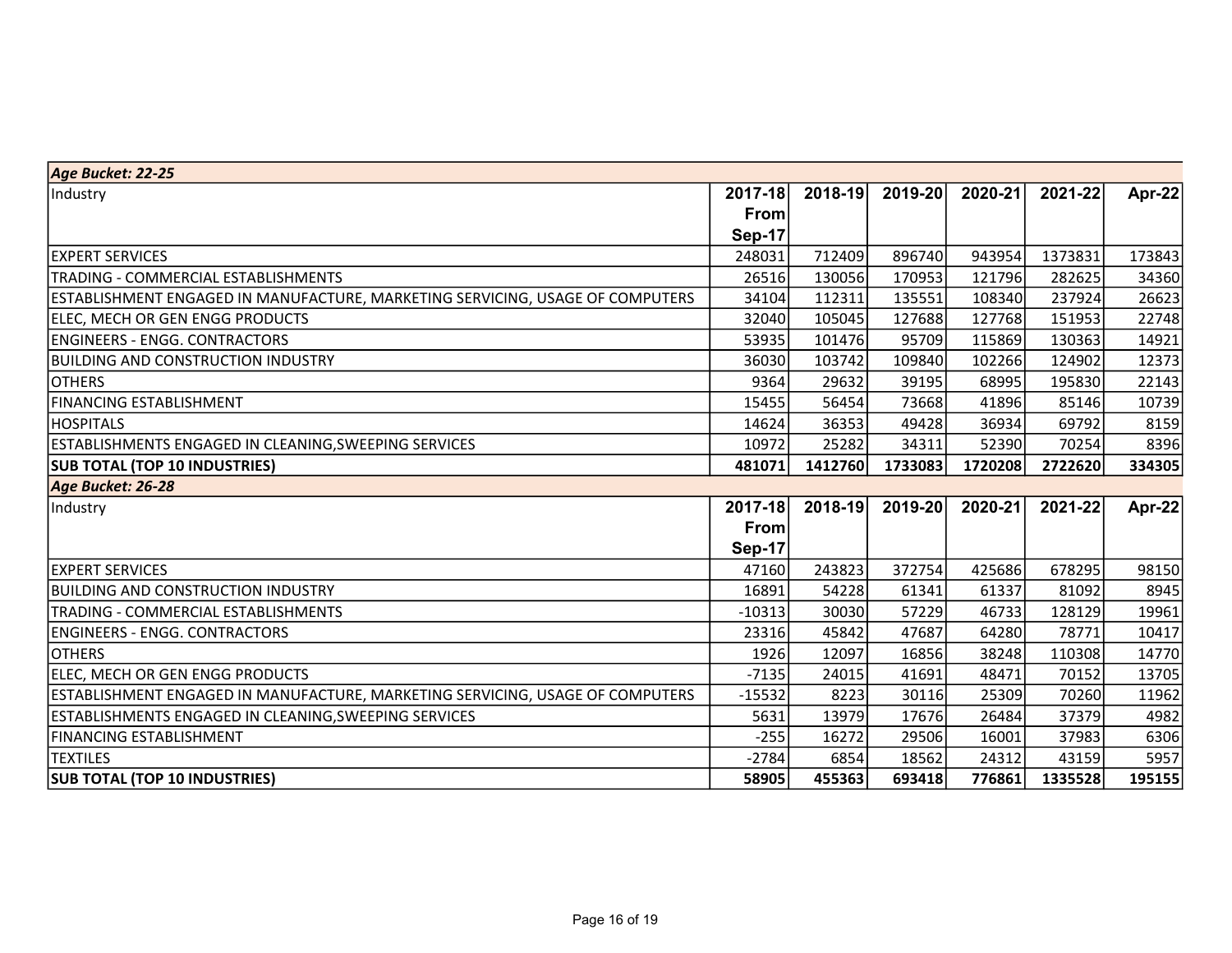| *Age Bucket: 22-25* | | | | | | |
|---|---|---|---|---|---|---|
| Industry | 2017-18 From Sep-17 | 2018-19 | 2019-20 | 2020-21 | 2021-22 | Apr-22 |
| EXPERT SERVICES | 248031 | 712409 | 896740 | 943954 | 1373831 | 173843 |
| TRADING - COMMERCIAL ESTABLISHMENTS | 26516 | 130056 | 170953 | 121796 | 282625 | 34360 |
| ESTABLISHMENT ENGAGED IN MANUFACTURE, MARKETING SERVICING, USAGE OF COMPUTERS | 34104 | 112311 | 135551 | 108340 | 237924 | 26623 |
| ELEC, MECH OR GEN ENGG PRODUCTS | 32040 | 105045 | 127688 | 127768 | 151953 | 22748 |
| ENGINEERS - ENGG. CONTRACTORS | 53935 | 101476 | 95709 | 115869 | 130363 | 14921 |
| BUILDING AND CONSTRUCTION INDUSTRY | 36030 | 103742 | 109840 | 102266 | 124902 | 12373 |
| OTHERS | 9364 | 29632 | 39195 | 68995 | 195830 | 22143 |
| FINANCING ESTABLISHMENT | 15455 | 56454 | 73668 | 41896 | 85146 | 10739 |
| HOSPITALS | 14624 | 36353 | 49428 | 36934 | 69792 | 8159 |
| ESTABLISHMENTS ENGAGED IN CLEANING,SWEEPING SERVICES | 10972 | 25282 | 34311 | 52390 | 70254 | 8396 |
| **SUB TOTAL (TOP 10 INDUSTRIES)** | **481071** | **1412760** | **1733083** | **1720208** | **2722620** | **334305** |

| *Age Bucket: 26-28* | | | | | | |
|---|---|---|---|---|---|---|
| Industry | 2017-18 From Sep-17 | 2018-19 | 2019-20 | 2020-21 | 2021-22 | Apr-22 |
| EXPERT SERVICES | 47160 | 243823 | 372754 | 425686 | 678295 | 98150 |
| BUILDING AND CONSTRUCTION INDUSTRY | 16891 | 54228 | 61341 | 61337 | 81092 | 8945 |
| TRADING - COMMERCIAL ESTABLISHMENTS | -10313 | 30030 | 57229 | 46733 | 128129 | 19961 |
| ENGINEERS - ENGG. CONTRACTORS | 23316 | 45842 | 47687 | 64280 | 78771 | 10417 |
| OTHERS | 1926 | 12097 | 16856 | 38248 | 110308 | 14770 |
| ELEC, MECH OR GEN ENGG PRODUCTS | -7135 | 24015 | 41691 | 48471 | 70152 | 13705 |
| ESTABLISHMENT ENGAGED IN MANUFACTURE, MARKETING SERVICING, USAGE OF COMPUTERS | -15532 | 8223 | 30116 | 25309 | 70260 | 11962 |
| ESTABLISHMENTS ENGAGED IN CLEANING,SWEEPING SERVICES | 5631 | 13979 | 17676 | 26484 | 37379 | 4982 |
| FINANCING ESTABLISHMENT | -255 | 16272 | 29506 | 16001 | 37983 | 6306 |
| TEXTILES | -2784 | 6854 | 18562 | 24312 | 43159 | 5957 |
| **SUB TOTAL (TOP 10 INDUSTRIES)** | **58905** | **455363** | **693418** | **776861** | **1335528** | **195155** |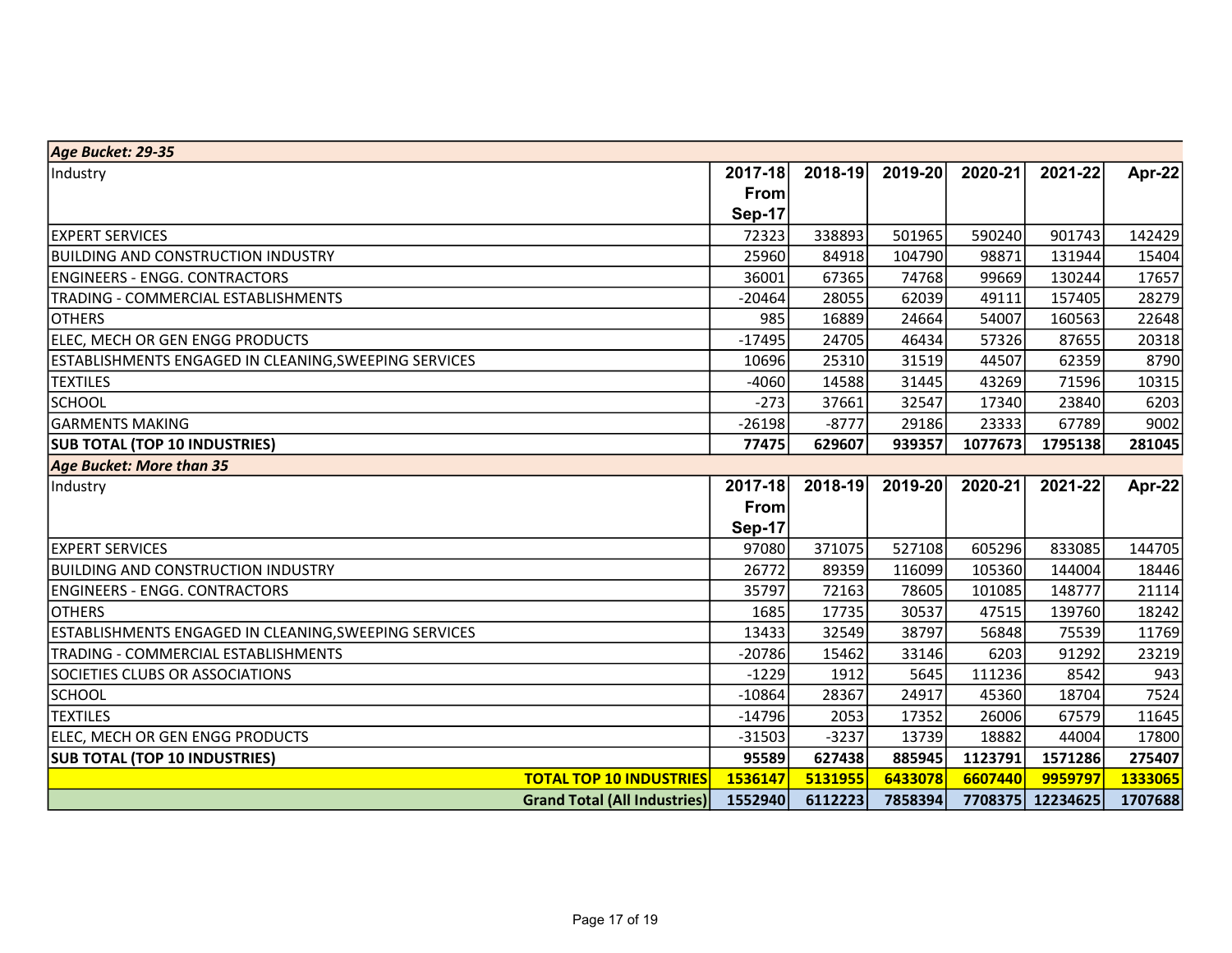| *Age Bucket: 29-35* | | | | | | |
|---|---|---|---|---|---|---|
| Industry | 2017-18 From Sep-17 | 2018-19 | 2019-20 | 2020-21 | 2021-22 | Apr-22 |
| EXPERT SERVICES | 72323 | 338893 | 501965 | 590240 | 901743 | 142429 |
| BUILDING AND CONSTRUCTION INDUSTRY | 25960 | 84918 | 104790 | 98871 | 131944 | 15404 |
| ENGINEERS - ENGG. CONTRACTORS | 36001 | 67365 | 74768 | 99669 | 130244 | 17657 |
| TRADING - COMMERCIAL ESTABLISHMENTS | -20464 | 28055 | 62039 | 49111 | 157405 | 28279 |
| OTHERS | 985 | 16889 | 24664 | 54007 | 160563 | 22648 |
| ELEC, MECH OR GEN ENGG PRODUCTS | -17495 | 24705 | 46434 | 57326 | 87655 | 20318 |
| ESTABLISHMENTS ENGAGED IN CLEANING,SWEEPING SERVICES | 10696 | 25310 | 31519 | 44507 | 62359 | 8790 |
| TEXTILES | -4060 | 14588 | 31445 | 43269 | 71596 | 10315 |
| SCHOOL | -273 | 37661 | 32547 | 17340 | 23840 | 6203 |
| GARMENTS MAKING | -26198 | -8777 | 29186 | 23333 | 67789 | 9002 |
| **SUB TOTAL (TOP 10 INDUSTRIES)** | **77475** | **629607** | **939357** | **1077673** | **1795138** | **281045** |
| *Age Bucket: More than 35* | | | | | | |
| Industry | 2017-18 From Sep-17 | 2018-19 | 2019-20 | 2020-21 | 2021-22 | Apr-22 |
| EXPERT SERVICES | 97080 | 371075 | 527108 | 605296 | 833085 | 144705 |
| BUILDING AND CONSTRUCTION INDUSTRY | 26772 | 89359 | 116099 | 105360 | 144004 | 18446 |
| ENGINEERS - ENGG. CONTRACTORS | 35797 | 72163 | 78605 | 101085 | 148777 | 21114 |
| OTHERS | 1685 | 17735 | 30537 | 47515 | 139760 | 18242 |
| ESTABLISHMENTS ENGAGED IN CLEANING,SWEEPING SERVICES | 13433 | 32549 | 38797 | 56848 | 75539 | 11769 |
| TRADING - COMMERCIAL ESTABLISHMENTS | -20786 | 15462 | 33146 | 6203 | 91292 | 23219 |
| SOCIETIES CLUBS OR ASSOCIATIONS | -1229 | 1912 | 5645 | 111236 | 8542 | 943 |
| SCHOOL | -10864 | 28367 | 24917 | 45360 | 18704 | 7524 |
| TEXTILES | -14796 | 2053 | 17352 | 26006 | 67579 | 11645 |
| ELEC, MECH OR GEN ENGG PRODUCTS | -31503 | -3237 | 13739 | 18882 | 44004 | 17800 |
| **SUB TOTAL (TOP 10 INDUSTRIES)** | **95589** | **627438** | **885945** | **1123791** | **1571286** | **275407** |
| **TOTAL TOP 10 INDUSTRIES** | **1536147** | **5131955** | **6433078** | **6607440** | **9959797** | **1333065** |
| **Grand Total (All Industries)** | **1552940** | **6112223** | **7858394** | **7708375** | **12234625** | **1707688** |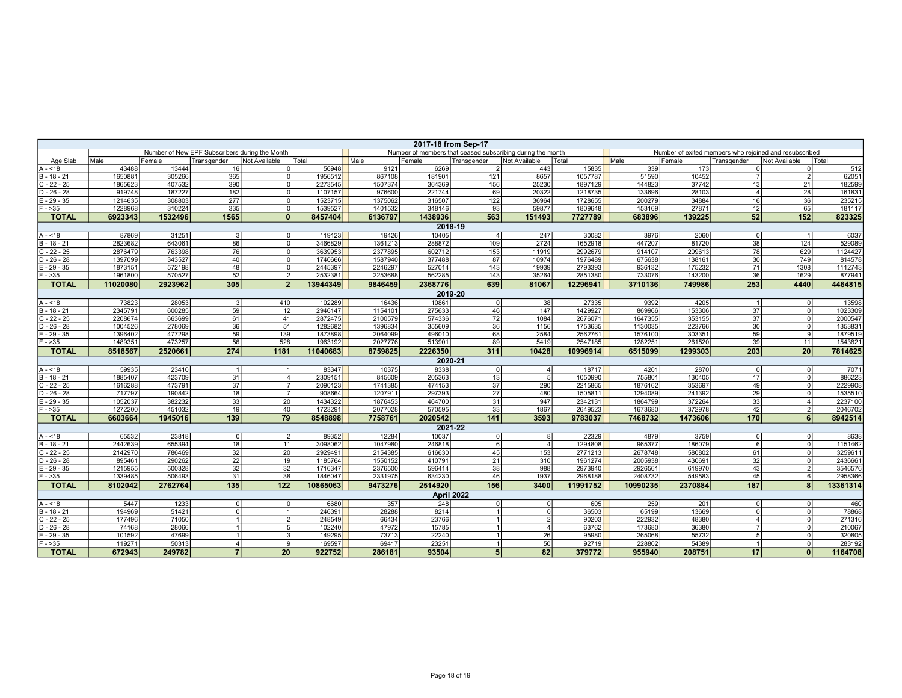| Age Slab | Number of New EPF Subscribers during the Month | | | | | Number of members that ceased subscribing during the month | | | | | Number of exited members who rejoined and resubscribed | | | | |
|---|---|---|---|---|---|---|---|---|---|---|---|---|---|---|---|
| | Male | Female | Transgender | Not Available | Total | Male | Female | Transgender | Not Available | Total | Male | Female | Transgender | Not Available | Total |
| **2017-18 from Sep-17** | | | | | | | | | | | | | | | |
| A - <18 | 43488 | 13444 | 16 | 0 | 56948 | 9121 | 6269 | 2 | 443 | 15835 | 339 | 173 | 0 | 0 | 512 |
| B - 18 - 21 | 1650881 | 305266 | 365 | 0 | 1956512 | 867108 | 181901 | 121 | 8657 | 1057787 | 51590 | 10452 | 7 | 2 | 62051 |
| C - 22 - 25 | 1865623 | 407532 | 390 | 0 | 2273545 | 1507374 | 364369 | 156 | 25230 | 1897129 | 144823 | 37742 | 13 | 21 | 182599 |
| D - 26 - 28 | 919748 | 187227 | 182 | 0 | 1107157 | 976600 | 221744 | 69 | 20322 | 1218735 | 133696 | 28103 | 4 | 28 | 161831 |
| E - 29 - 35 | 1214635 | 308803 | 277 | 0 | 1523715 | 1375062 | 316507 | 122 | 36964 | 1728655 | 200279 | 34884 | 16 | 36 | 235215 |
| F - >35 | 1228968 | 310224 | 335 | 0 | 1539527 | 1401532 | 348146 | 93 | 59877 | 1809648 | 153169 | 27871 | 12 | 65 | 181117 |
| **TOTAL** | **6923343** | **1532496** | **1565** | **0** | **8457404** | **6136797** | **1438936** | **563** | **151493** | **7727789** | **683896** | **139225** | **52** | **152** | **823325** |
| **2018-19** | | | | | | | | | | | | | | | |
| A - <18 | 87869 | 31251 | 3 | 0 | 119123 | 19426 | 10405 | 4 | 247 | 30082 | 3976 | 2060 | 0 | 1 | 6037 |
| B - 18 - 21 | 2823682 | 643061 | 86 | 0 | 3466829 | 1361213 | 288872 | 109 | 2724 | 1652918 | 447207 | 81720 | 38 | 124 | 529089 |
| C - 22 - 25 | 2876479 | 763398 | 76 | 0 | 3639953 | 2377895 | 602712 | 153 | 11919 | 2992679 | 914107 | 209613 | 78 | 629 | 1124427 |
| D - 26 - 28 | 1397099 | 343527 | 40 | 0 | 1740666 | 1587940 | 377488 | 87 | 10974 | 1976489 | 675638 | 138161 | 30 | 749 | 814578 |
| E - 29 - 35 | 1873151 | 572198 | 48 | 0 | 2445397 | 2246297 | 527014 | 143 | 19939 | 2793393 | 936132 | 175232 | 71 | 1308 | 1112743 |
| F - >35 | 1961800 | 570527 | 52 | 2 | 2532381 | 2253688 | 562285 | 143 | 35264 | 2851380 | 733076 | 143200 | 36 | 1629 | 877941 |
| **TOTAL** | **11020080** | **2923962** | **305** | **2** | **13944349** | **9846459** | **2368776** | **639** | **81067** | **12296941** | **3710136** | **749986** | **253** | **4440** | **4464815** |
| **2019-20** | | | | | | | | | | | | | | | |
| A - <18 | 73823 | 28053 | 3 | 410 | 102289 | 16436 | 10861 | 0 | 38 | 27335 | 9392 | 4205 | 1 | 0 | 13598 |
| B - 18 - 21 | 2345791 | 600285 | 59 | 12 | 2946147 | 1154101 | 275633 | 46 | 147 | 1429927 | 869966 | 153306 | 37 | 0 | 1023309 |
| C - 22 - 25 | 2208674 | 663699 | 61 | 41 | 2872475 | 2100579 | 574336 | 72 | 1084 | 2676071 | 1647355 | 353155 | 37 | 0 | 2000547 |
| D - 26 - 28 | 1004526 | 278069 | 36 | 51 | 1282682 | 1396834 | 355609 | 36 | 1156 | 1753635 | 1130035 | 223766 | 30 | 0 | 1353831 |
| E - 29 - 35 | 1396402 | 477298 | 59 | 139 | 1873898 | 2064099 | 496010 | 68 | 2584 | 2562761 | 1576100 | 303351 | 59 | 9 | 1879519 |
| F - >35 | 1489351 | 473257 | 56 | 528 | 1963192 | 2027776 | 513901 | 89 | 5419 | 2547185 | 1282251 | 261520 | 39 | 11 | 1543821 |
| **TOTAL** | **8518567** | **2520661** | **274** | **1181** | **11040683** | **8759825** | **2226350** | **311** | **10428** | **10996914** | **6515099** | **1299303** | **203** | **20** | **7814625** |
| **2020-21** | | | | | | | | | | | | | | | |
| A - <18 | 59935 | 23410 | 1 | 1 | 83347 | 10375 | 8338 | 0 | 4 | 18717 | 4201 | 2870 | 0 | 0 | 7071 |
| B - 18 - 21 | 1885407 | 423709 | 31 | 4 | 2309151 | 845609 | 205363 | 13 | 5 | 1050990 | 755801 | 130405 | 17 | 0 | 886223 |
| C - 22 - 25 | 1616288 | 473791 | 37 | 7 | 2090123 | 1741385 | 474153 | 37 | 290 | 2215865 | 1876162 | 353697 | 49 | 0 | 2229908 |
| D - 26 - 28 | 717797 | 190842 | 18 | 7 | 908664 | 1207911 | 297393 | 27 | 480 | 1505811 | 1294089 | 241392 | 29 | 0 | 1535510 |
| E - 29 - 35 | 1052037 | 382232 | 33 | 20 | 1434322 | 1876453 | 464700 | 31 | 947 | 2342131 | 1864799 | 372264 | 33 | 4 | 2237100 |
| F - >35 | 1272200 | 451032 | 19 | 40 | 1723291 | 2077028 | 570595 | 33 | 1867 | 2649523 | 1673680 | 372978 | 42 | 2 | 2046702 |
| **TOTAL** | **6603664** | **1945016** | **139** | **79** | **8548898** | **7758761** | **2020542** | **141** | **3593** | **9783037** | **7468732** | **1473606** | **170** | **6** | **8942514** |
| **2021-22** | | | | | | | | | | | | | | | |
| A - <18 | 65532 | 23818 | 0 | 2 | 89352 | 12284 | 10037 | 0 | 8 | 22329 | 4879 | 3759 | 0 | 0 | 8638 |
| B - 18 - 21 | 2442639 | 655394 | 18 | 11 | 3098062 | 1047980 | 246818 | 6 | 4 | 1294808 | 965377 | 186079 | 6 | 0 | 1151462 |
| C - 22 - 25 | 2142970 | 786469 | 32 | 20 | 2929491 | 2154385 | 616630 | 45 | 153 | 2771213 | 2678748 | 580802 | 61 | 0 | 3259611 |
| D - 26 - 28 | 895461 | 290262 | 22 | 19 | 1185764 | 1550152 | 410791 | 21 | 310 | 1961274 | 2005938 | 430691 | 32 | 0 | 2436661 |
| E - 29 - 35 | 1215955 | 500328 | 32 | 32 | 1716347 | 2376500 | 596414 | 38 | 988 | 2973940 | 2926561 | 619970 | 43 | 2 | 3546576 |
| F - >35 | 1339485 | 506493 | 31 | 38 | 1846047 | 2331975 | 634230 | 46 | 1937 | 2968188 | 2408732 | 549583 | 45 | 6 | 2958366 |
| **TOTAL** | **8102042** | **2762764** | **135** | **122** | **10865063** | **9473276** | **2514920** | **156** | **3400** | **11991752** | **10990235** | **2370884** | **187** | **8** | **13361314** |
| **April 2022** | | | | | | | | | | | | | | | |
| A - <18 | 5447 | 1233 | 0 | 0 | 6680 | 357 | 248 | 0 | 0 | 605 | 259 | 201 | 0 | 0 | 460 |
| B - 18 - 21 | 194969 | 51421 | 0 | 1 | 246391 | 28288 | 8214 | 1 | 0 | 36503 | 65199 | 13669 | 0 | 0 | 78868 |
| C - 22 - 25 | 177496 | 71050 | 1 | 2 | 248549 | 66434 | 23766 | 1 | 2 | 90203 | 222932 | 48380 | 4 | 0 | 271316 |
| D - 26 - 28 | 74168 | 28066 | 1 | 5 | 102240 | 47972 | 15785 | 1 | 4 | 63762 | 173680 | 36380 | 7 | 0 | 210067 |
| E - 29 - 35 | 101592 | 47699 | 1 | 3 | 149295 | 73713 | 22240 | 1 | 26 | 95980 | 265068 | 55732 | 5 | 0 | 320805 |
| F - >35 | 119271 | 50313 | 4 | 9 | 169597 | 69417 | 23251 | 1 | 50 | 92719 | 228802 | 54389 | 1 | 0 | 283192 |
| **TOTAL** | **672943** | **249782** | **7** | **20** | **922752** | **286181** | **93504** | **5** | **82** | **379772** | **955940** | **208751** | **17** | **0** | **1164708** |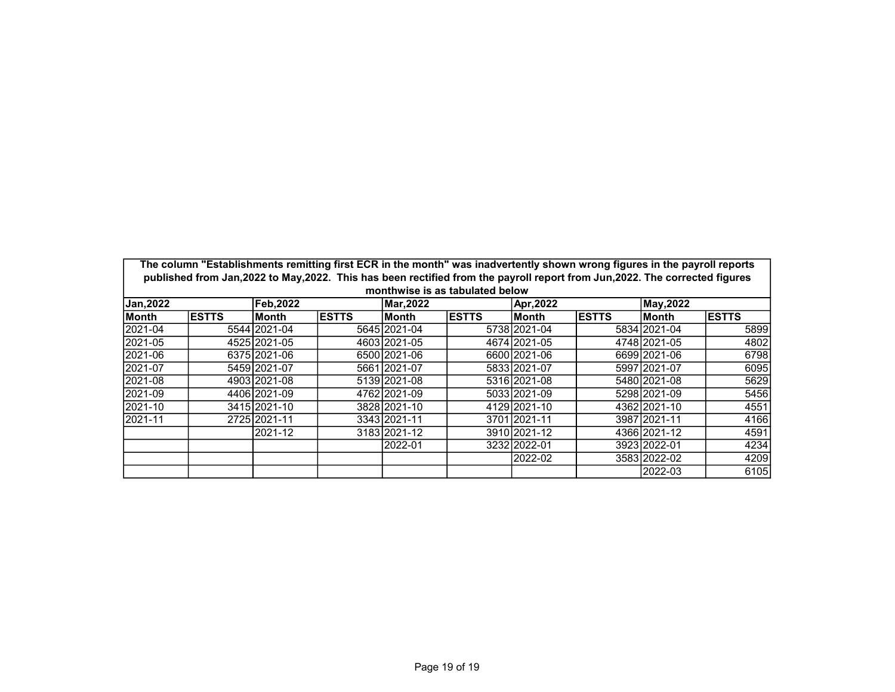**The column "Establishments remitting first ECR in the month" was inadvertently shown wrong figures in the payroll reports published from Jan,2022 to May,2022. This has been rectified from the payroll report from Jun,2022. The corrected figures monthwise is as tabulated below**

| Jan,2022 | | Feb,2022 | | Mar,2022 | | Apr,2022 | | May,2022 | |
|---|---|---|---|---|---|---|---|---|---|
| **Month** | **ESTTS** | **Month** | **ESTTS** | **Month** | **ESTTS** | **Month** | **ESTTS** | **Month** | **ESTTS** |
| 2021-04 | 5544 | 2021-04 | 5645 | 2021-04 | 5738 | 2021-04 | 5834 | 2021-04 | 5899 |
| 2021-05 | 4525 | 2021-05 | 4603 | 2021-05 | 4674 | 2021-05 | 4748 | 2021-05 | 4802 |
| 2021-06 | 6375 | 2021-06 | 6500 | 2021-06 | 6600 | 2021-06 | 6699 | 2021-06 | 6798 |
| 2021-07 | 5459 | 2021-07 | 5661 | 2021-07 | 5833 | 2021-07 | 5997 | 2021-07 | 6095 |
| 2021-08 | 4903 | 2021-08 | 5139 | 2021-08 | 5316 | 2021-08 | 5480 | 2021-08 | 5629 |
| 2021-09 | 4406 | 2021-09 | 4762 | 2021-09 | 5033 | 2021-09 | 5298 | 2021-09 | 5456 |
| 2021-10 | 3415 | 2021-10 | 3828 | 2021-10 | 4129 | 2021-10 | 4362 | 2021-10 | 4551 |
| 2021-11 | 2725 | 2021-11 | 3343 | 2021-11 | 3701 | 2021-11 | 3987 | 2021-11 | 4166 |
| | | 2021-12 | 3183 | 2021-12 | 3910 | 2021-12 | 4366 | 2021-12 | 4591 |
| | | | | 2022-01 | 3232 | 2022-01 | 3923 | 2022-01 | 4234 |
| | | | | | | 2022-02 | 3583 | 2022-02 | 4209 |
| | | | | | | | | 2022-03 | 6105 |